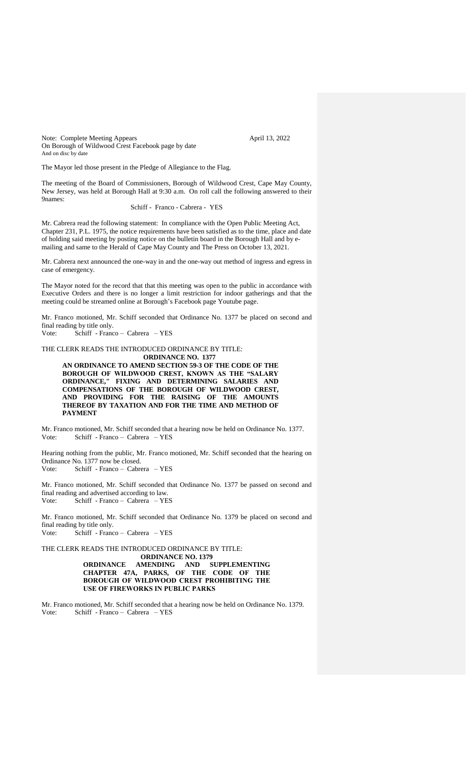Note: Complete Meeting Appears April 13, 2022
On Borough of Wildwood Crest Facebook page by date
And on disc by date

The Mayor led those present in the Pledge of Allegiance to the Flag.

The meeting of the Board of Commissioners, Borough of Wildwood Crest, Cape May County, New Jersey, was held at Borough Hall at 9:30 a.m. On roll call the following answered to their 9names:

Schiff - Franco - Cabrera - YES

Mr. Cabrera read the following statement: In compliance with the Open Public Meeting Act, Chapter 231, P.L. 1975, the notice requirements have been satisfied as to the time, place and date of holding said meeting by posting notice on the bulletin board in the Borough Hall and by e-mailing and same to the Herald of Cape May County and The Press on October 13, 2021.

Mr. Cabrera next announced the one-way in and the one-way out method of ingress and egress in case of emergency.

The Mayor noted for the record that that this meeting was open to the public in accordance with Executive Orders and there is no longer a limit restriction for indoor gatherings and that the meeting could be streamed online at Borough's Facebook page Youtube page.

Mr. Franco motioned, Mr. Schiff seconded that Ordinance No. 1377 be placed on second and final reading by title only.
Vote: Schiff - Franco – Cabrera – YES

THE CLERK READS THE INTRODUCED ORDINANCE BY TITLE:

**ORDINANCE NO. 1377**

**AN ORDINANCE TO AMEND SECTION 59-3 OF THE CODE OF THE BOROUGH OF WILDWOOD CREST, KNOWN AS THE "SALARY ORDINANCE," FIXING AND DETERMINING SALARIES AND COMPENSATIONS OF THE BOROUGH OF WILDWOOD CREST, AND PROVIDING FOR THE RAISING OF THE AMOUNTS THEREOF BY TAXATION AND FOR THE TIME AND METHOD OF PAYMENT**

Mr. Franco motioned, Mr. Schiff seconded that a hearing now be held on Ordinance No. 1377.
Vote: Schiff - Franco – Cabrera – YES

Hearing nothing from the public, Mr. Franco motioned, Mr. Schiff seconded that the hearing on Ordinance No. 1377 now be closed.
Vote: Schiff - Franco – Cabrera – YES

Mr. Franco motioned, Mr. Schiff seconded that Ordinance No. 1377 be passed on second and final reading and advertised according to law.
Vote: Schiff - Franco – Cabrera – YES

Mr. Franco motioned, Mr. Schiff seconded that Ordinance No. 1379 be placed on second and final reading by title only.
Vote: Schiff - Franco – Cabrera – YES

THE CLERK READS THE INTRODUCED ORDINANCE BY TITLE:

**ORDINANCE NO. 1379**

**ORDINANCE AMENDING AND SUPPLEMENTING CHAPTER 47A, PARKS, OF THE CODE OF THE BOROUGH OF WILDWOOD CREST PROHIBITING THE USE OF FIREWORKS IN PUBLIC PARKS**

Mr. Franco motioned, Mr. Schiff seconded that a hearing now be held on Ordinance No. 1379.
Vote: Schiff - Franco – Cabrera – YES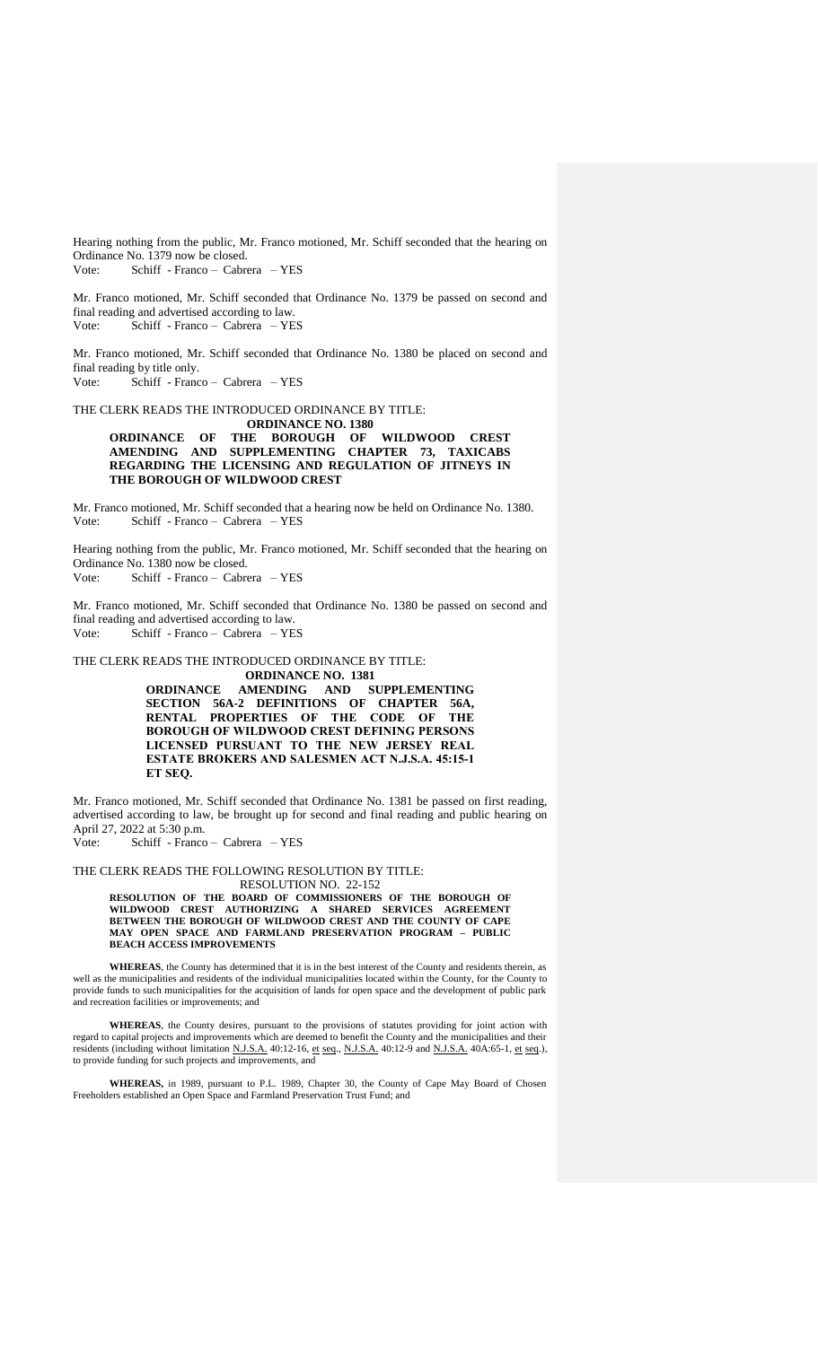Hearing nothing from the public, Mr. Franco motioned, Mr. Schiff seconded that the hearing on Ordinance No. 1379 now be closed.
Vote: Schiff - Franco – Cabrera – YES

Mr. Franco motioned, Mr. Schiff seconded that Ordinance No. 1379 be passed on second and final reading and advertised according to law.
Vote: Schiff - Franco – Cabrera – YES

Mr. Franco motioned, Mr. Schiff seconded that Ordinance No. 1380 be placed on second and final reading by title only.
Vote: Schiff - Franco – Cabrera – YES

THE CLERK READS THE INTRODUCED ORDINANCE BY TITLE:

**ORDINANCE NO. 1380**

**ORDINANCE OF THE BOROUGH OF WILDWOOD CREST AMENDING AND SUPPLEMENTING CHAPTER 73, TAXICABS REGARDING THE LICENSING AND REGULATION OF JITNEYS IN THE BOROUGH OF WILDWOOD CREST**

Mr. Franco motioned, Mr. Schiff seconded that a hearing now be held on Ordinance No. 1380.
Vote: Schiff - Franco – Cabrera – YES

Hearing nothing from the public, Mr. Franco motioned, Mr. Schiff seconded that the hearing on Ordinance No. 1380 now be closed.
Vote: Schiff - Franco – Cabrera – YES

Mr. Franco motioned, Mr. Schiff seconded that Ordinance No. 1380 be passed on second and final reading and advertised according to law.
Vote: Schiff - Franco – Cabrera – YES

THE CLERK READS THE INTRODUCED ORDINANCE BY TITLE:

**ORDINANCE NO. 1381**

**ORDINANCE AMENDING AND SUPPLEMENTING SECTION 56A-2 DEFINITIONS OF CHAPTER 56A, RENTAL PROPERTIES OF THE CODE OF THE BOROUGH OF WILDWOOD CREST DEFINING PERSONS LICENSED PURSUANT TO THE NEW JERSEY REAL ESTATE BROKERS AND SALESMEN ACT N.J.S.A. 45:15-1 ET SEQ.**

Mr. Franco motioned, Mr. Schiff seconded that Ordinance No. 1381 be passed on first reading, advertised according to law, be brought up for second and final reading and public hearing on April 27, 2022 at 5:30 p.m.
Vote: Schiff - Franco – Cabrera – YES

THE CLERK READS THE FOLLOWING RESOLUTION BY TITLE:

RESOLUTION NO. 22-152

**RESOLUTION OF THE BOARD OF COMMISSIONERS OF THE BOROUGH OF WILDWOOD CREST AUTHORIZING A SHARED SERVICES AGREEMENT BETWEEN THE BOROUGH OF WILDWOOD CREST AND THE COUNTY OF CAPE MAY OPEN SPACE AND FARMLAND PRESERVATION PROGRAM – PUBLIC BEACH ACCESS IMPROVEMENTS**

**WHEREAS**, the County has determined that it is in the best interest of the County and residents therein, as well as the municipalities and residents of the individual municipalities located within the County, for the County to provide funds to such municipalities for the acquisition of lands for open space and the development of public park and recreation facilities or improvements; and

**WHEREAS**, the County desires, pursuant to the provisions of statutes providing for joint action with regard to capital projects and improvements which are deemed to benefit the County and the municipalities and their residents (including without limitation N.J.S.A. 40:12-16, et seq., N.J.S.A. 40:12-9 and N.J.S.A. 40A:65-1, et seq.), to provide funding for such projects and improvements, and

**WHEREAS,** in 1989, pursuant to P.L. 1989, Chapter 30, the County of Cape May Board of Chosen Freeholders established an Open Space and Farmland Preservation Trust Fund; and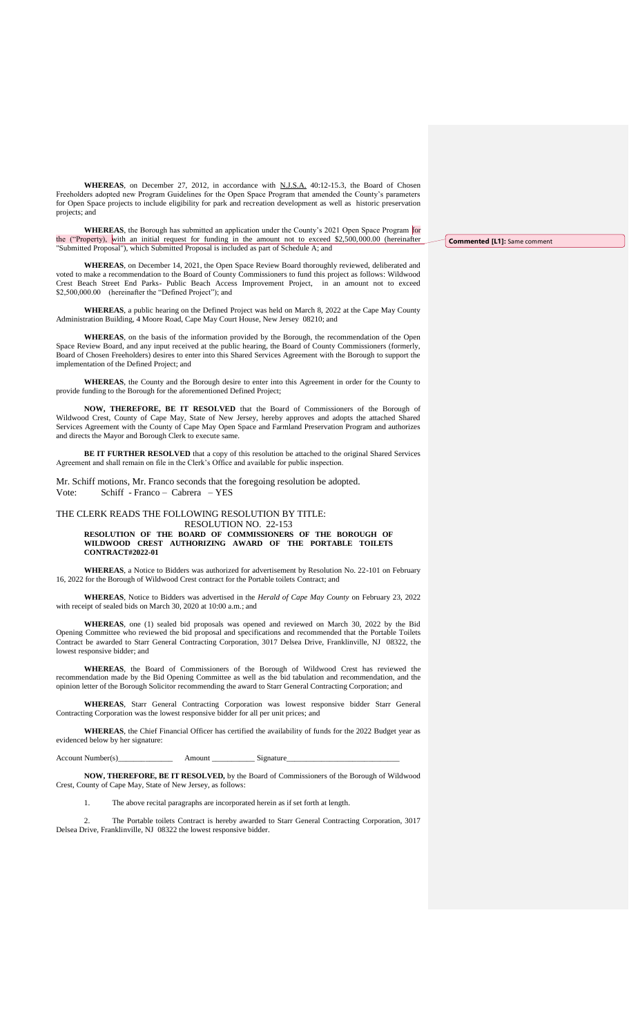**WHEREAS**, on December 27, 2012, in accordance with N.J.S.A. 40:12-15.3, the Board of Chosen Freeholders adopted new Program Guidelines for the Open Space Program that amended the County's parameters for Open Space projects to include eligibility for park and recreation development as well as historic preservation projects; and

**WHEREAS**, the Borough has submitted an application under the County's 2021 Open Space Program for the ("Property), with an initial request for funding in the amount not to exceed $2,500,000.00 (hereinafter "Submitted Proposal"), which Submitted Proposal is included as part of Schedule A; and

**Commented [L1]:** Same comment

**WHEREAS**, on December 14, 2021, the Open Space Review Board thoroughly reviewed, deliberated and voted to make a recommendation to the Board of County Commissioners to fund this project as follows: Wildwood Crest Beach Street End Parks- Public Beach Access Improvement Project, in an amount not to exceed $2,500,000.00 (hereinafter the "Defined Project"); and

**WHEREAS**, a public hearing on the Defined Project was held on March 8, 2022 at the Cape May County Administration Building, 4 Moore Road, Cape May Court House, New Jersey 08210; and

**WHEREAS**, on the basis of the information provided by the Borough, the recommendation of the Open Space Review Board, and any input received at the public hearing, the Board of County Commissioners (formerly, Board of Chosen Freeholders) desires to enter into this Shared Services Agreement with the Borough to support the implementation of the Defined Project; and

**WHEREAS**, the County and the Borough desire to enter into this Agreement in order for the County to provide funding to the Borough for the aforementioned Defined Project;

**NOW, THEREFORE, BE IT RESOLVED** that the Board of Commissioners of the Borough of Wildwood Crest, County of Cape May, State of New Jersey, hereby approves and adopts the attached Shared Services Agreement with the County of Cape May Open Space and Farmland Preservation Program and authorizes and directs the Mayor and Borough Clerk to execute same.

**BE IT FURTHER RESOLVED** that a copy of this resolution be attached to the original Shared Services Agreement and shall remain on file in the Clerk's Office and available for public inspection.

Mr. Schiff motions, Mr. Franco seconds that the foregoing resolution be adopted.
Vote: Schiff - Franco – Cabrera – YES

THE CLERK READS THE FOLLOWING RESOLUTION BY TITLE:
RESOLUTION NO. 22-153

**RESOLUTION OF THE BOARD OF COMMISSIONERS OF THE BOROUGH OF WILDWOOD CREST AUTHORIZING AWARD OF THE PORTABLE TOILETS CONTRACT#2022-01**

**WHEREAS**, a Notice to Bidders was authorized for advertisement by Resolution No. 22-101 on February 16, 2022 for the Borough of Wildwood Crest contract for the Portable toilets Contract; and

**WHEREAS**, Notice to Bidders was advertised in the *Herald of Cape May County* on February 23, 2022 with receipt of sealed bids on March 30, 2020 at 10:00 a.m.; and

**WHEREAS**, one (1) sealed bid proposals was opened and reviewed on March 30, 2022 by the Bid Opening Committee who reviewed the bid proposal and specifications and recommended that the Portable Toilets Contract be awarded to Starr General Contracting Corporation, 3017 Delsea Drive, Franklinville, NJ 08322, the lowest responsive bidder; and

**WHEREAS**, the Board of Commissioners of the Borough of Wildwood Crest has reviewed the recommendation made by the Bid Opening Committee as well as the bid tabulation and recommendation, and the opinion letter of the Borough Solicitor recommending the award to Starr General Contracting Corporation; and

**WHEREAS**, Starr General Contracting Corporation was lowest responsive bidder Starr General Contracting Corporation was the lowest responsive bidder for all per unit prices; and

**WHEREAS**, the Chief Financial Officer has certified the availability of funds for the 2022 Budget year as evidenced below by her signature:

Account Number(s)______________ Amount ___________ Signature_____________________________

**NOW, THEREFORE, BE IT RESOLVED,** by the Board of Commissioners of the Borough of Wildwood Crest, County of Cape May, State of New Jersey, as follows:

1. The above recital paragraphs are incorporated herein as if set forth at length.

2. The Portable toilets Contract is hereby awarded to Starr General Contracting Corporation, 3017 Delsea Drive, Franklinville, NJ 08322 the lowest responsive bidder.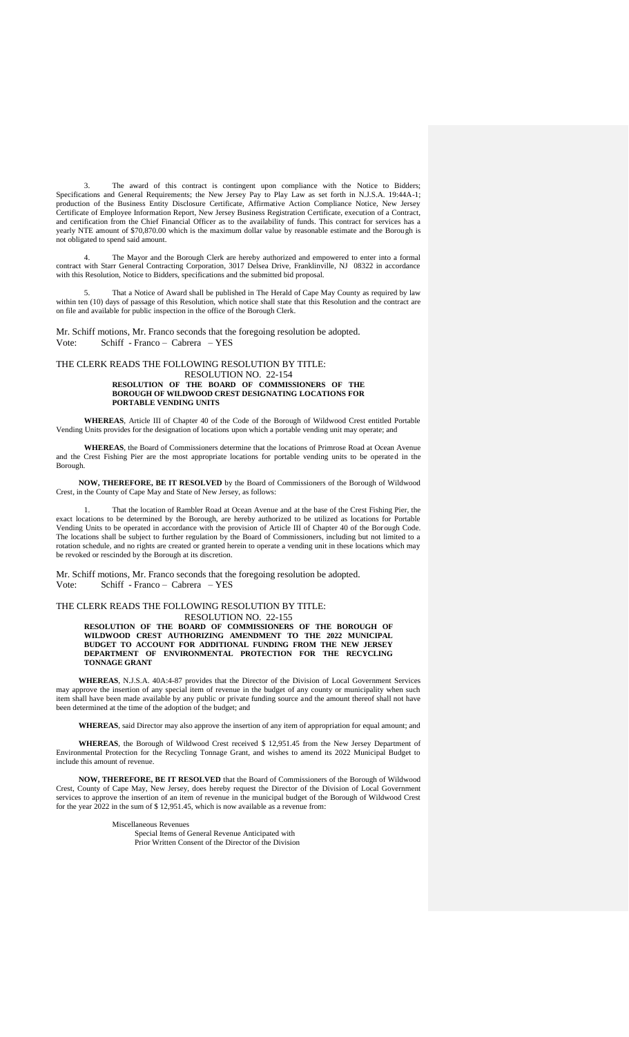3. The award of this contract is contingent upon compliance with the Notice to Bidders; Specifications and General Requirements; the New Jersey Pay to Play Law as set forth in N.J.S.A. 19:44A-1; production of the Business Entity Disclosure Certificate, Affirmative Action Compliance Notice, New Jersey Certificate of Employee Information Report, New Jersey Business Registration Certificate, execution of a Contract, and certification from the Chief Financial Officer as to the availability of funds. This contract for services has a yearly NTE amount of $70,870.00 which is the maximum dollar value by reasonable estimate and the Borough is not obligated to spend said amount.

4. The Mayor and the Borough Clerk are hereby authorized and empowered to enter into a formal contract with Starr General Contracting Corporation, 3017 Delsea Drive, Franklinville, NJ 08322 in accordance with this Resolution, Notice to Bidders, specifications and the submitted bid proposal.

5. That a Notice of Award shall be published in The Herald of Cape May County as required by law within ten (10) days of passage of this Resolution, which notice shall state that this Resolution and the contract are on file and available for public inspection in the office of the Borough Clerk.

Mr. Schiff motions, Mr. Franco seconds that the foregoing resolution be adopted.
Vote: Schiff - Franco – Cabrera – YES

THE CLERK READS THE FOLLOWING RESOLUTION BY TITLE:

RESOLUTION NO. 22-154

**RESOLUTION OF THE BOARD OF COMMISSIONERS OF THE BOROUGH OF WILDWOOD CREST DESIGNATING LOCATIONS FOR PORTABLE VENDING UNITS**

**WHEREAS**, Article III of Chapter 40 of the Code of the Borough of Wildwood Crest entitled Portable Vending Units provides for the designation of locations upon which a portable vending unit may operate; and

**WHEREAS**, the Board of Commissioners determine that the locations of Primrose Road at Ocean Avenue and the Crest Fishing Pier are the most appropriate locations for portable vending units to be operated in the Borough.

**NOW, THEREFORE, BE IT RESOLVED** by the Board of Commissioners of the Borough of Wildwood Crest, in the County of Cape May and State of New Jersey, as follows:

1. That the location of Rambler Road at Ocean Avenue and at the base of the Crest Fishing Pier, the exact locations to be determined by the Borough, are hereby authorized to be utilized as locations for Portable Vending Units to be operated in accordance with the provision of Article III of Chapter 40 of the Borough Code. The locations shall be subject to further regulation by the Board of Commissioners, including but not limited to a rotation schedule, and no rights are created or granted herein to operate a vending unit in these locations which may be revoked or rescinded by the Borough at its discretion.

Mr. Schiff motions, Mr. Franco seconds that the foregoing resolution be adopted.
Vote: Schiff - Franco – Cabrera – YES

THE CLERK READS THE FOLLOWING RESOLUTION BY TITLE:

RESOLUTION NO. 22-155

**RESOLUTION OF THE BOARD OF COMMISSIONERS OF THE BOROUGH OF WILDWOOD CREST AUTHORIZING AMENDMENT TO THE 2022 MUNICIPAL BUDGET TO ACCOUNT FOR ADDITIONAL FUNDING FROM THE NEW JERSEY DEPARTMENT OF ENVIRONMENTAL PROTECTION FOR THE RECYCLING TONNAGE GRANT**

**WHEREAS**, N.J.S.A. 40A:4-87 provides that the Director of the Division of Local Government Services may approve the insertion of any special item of revenue in the budget of any county or municipality when such item shall have been made available by any public or private funding source and the amount thereof shall not have been determined at the time of the adoption of the budget; and

**WHEREAS**, said Director may also approve the insertion of any item of appropriation for equal amount; and

**WHEREAS**, the Borough of Wildwood Crest received $ 12,951.45 from the New Jersey Department of Environmental Protection for the Recycling Tonnage Grant, and wishes to amend its 2022 Municipal Budget to include this amount of revenue.

**NOW, THEREFORE, BE IT RESOLVED** that the Board of Commissioners of the Borough of Wildwood Crest, County of Cape May, New Jersey, does hereby request the Director of the Division of Local Government services to approve the insertion of an item of revenue in the municipal budget of the Borough of Wildwood Crest for the year 2022 in the sum of $ 12,951.45, which is now available as a revenue from:

Miscellaneous Revenues
Special Items of General Revenue Anticipated with
Prior Written Consent of the Director of the Division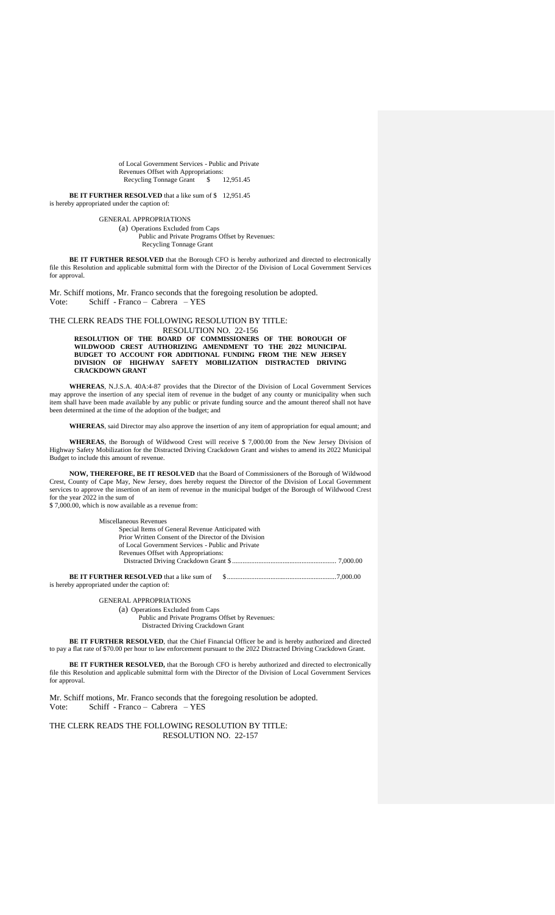of Local Government Services - Public and Private
Revenues Offset with Appropriations:
Recycling Tonnage Grant $ 12,951.45

**BE IT FURTHER RESOLVED** that a like sum of $ 12,951.45 is hereby appropriated under the caption of:

GENERAL APPROPRIATIONS
(a) Operations Excluded from Caps
Public and Private Programs Offset by Revenues:
Recycling Tonnage Grant

**BE IT FURTHER RESOLVED** that the Borough CFO is hereby authorized and directed to electronically file this Resolution and applicable submittal form with the Director of the Division of Local Government Services for approval.

Mr. Schiff motions, Mr. Franco seconds that the foregoing resolution be adopted.
Vote: Schiff - Franco – Cabrera – YES

THE CLERK READS THE FOLLOWING RESOLUTION BY TITLE:
RESOLUTION NO. 22-156

**RESOLUTION OF THE BOARD OF COMMISSIONERS OF THE BOROUGH OF WILDWOOD CREST AUTHORIZING AMENDMENT TO THE 2022 MUNICIPAL BUDGET TO ACCOUNT FOR ADDITIONAL FUNDING FROM THE NEW JERSEY DIVISION OF HIGHWAY SAFETY MOBILIZATION DISTRACTED DRIVING CRACKDOWN GRANT**

**WHEREAS**, N.J.S.A. 40A:4-87 provides that the Director of the Division of Local Government Services may approve the insertion of any special item of revenue in the budget of any county or municipality when such item shall have been made available by any public or private funding source and the amount thereof shall not have been determined at the time of the adoption of the budget; and

**WHEREAS**, said Director may also approve the insertion of any item of appropriation for equal amount; and

**WHEREAS**, the Borough of Wildwood Crest will receive $ 7,000.00 from the New Jersey Division of Highway Safety Mobilization for the Distracted Driving Crackdown Grant and wishes to amend its 2022 Municipal Budget to include this amount of revenue.

**NOW, THEREFORE, BE IT RESOLVED** that the Board of Commissioners of the Borough of Wildwood Crest, County of Cape May, New Jersey, does hereby request the Director of the Division of Local Government services to approve the insertion of an item of revenue in the municipal budget of the Borough of Wildwood Crest for the year 2022 in the sum of
$ 7,000.00, which is now available as a revenue from:

Miscellaneous Revenues
Special Items of General Revenue Anticipated with
Prior Written Consent of the Director of the Division
of Local Government Services - Public and Private
Revenues Offset with Appropriations:
Distracted Driving Crackdown Grant $........................................................... 7,000.00

**BE IT FURTHER RESOLVED** that a like sum of $...............................................................7,000.00 is hereby appropriated under the caption of:

GENERAL APPROPRIATIONS
(a) Operations Excluded from Caps
Public and Private Programs Offset by Revenues:
Distracted Driving Crackdown Grant

**BE IT FURTHER RESOLVED**, that the Chief Financial Officer be and is hereby authorized and directed to pay a flat rate of $70.00 per hour to law enforcement pursuant to the 2022 Distracted Driving Crackdown Grant.

**BE IT FURTHER RESOLVED,** that the Borough CFO is hereby authorized and directed to electronically file this Resolution and applicable submittal form with the Director of the Division of Local Government Services for approval.

Mr. Schiff motions, Mr. Franco seconds that the foregoing resolution be adopted.
Vote: Schiff - Franco – Cabrera – YES

THE CLERK READS THE FOLLOWING RESOLUTION BY TITLE:
RESOLUTION NO. 22-157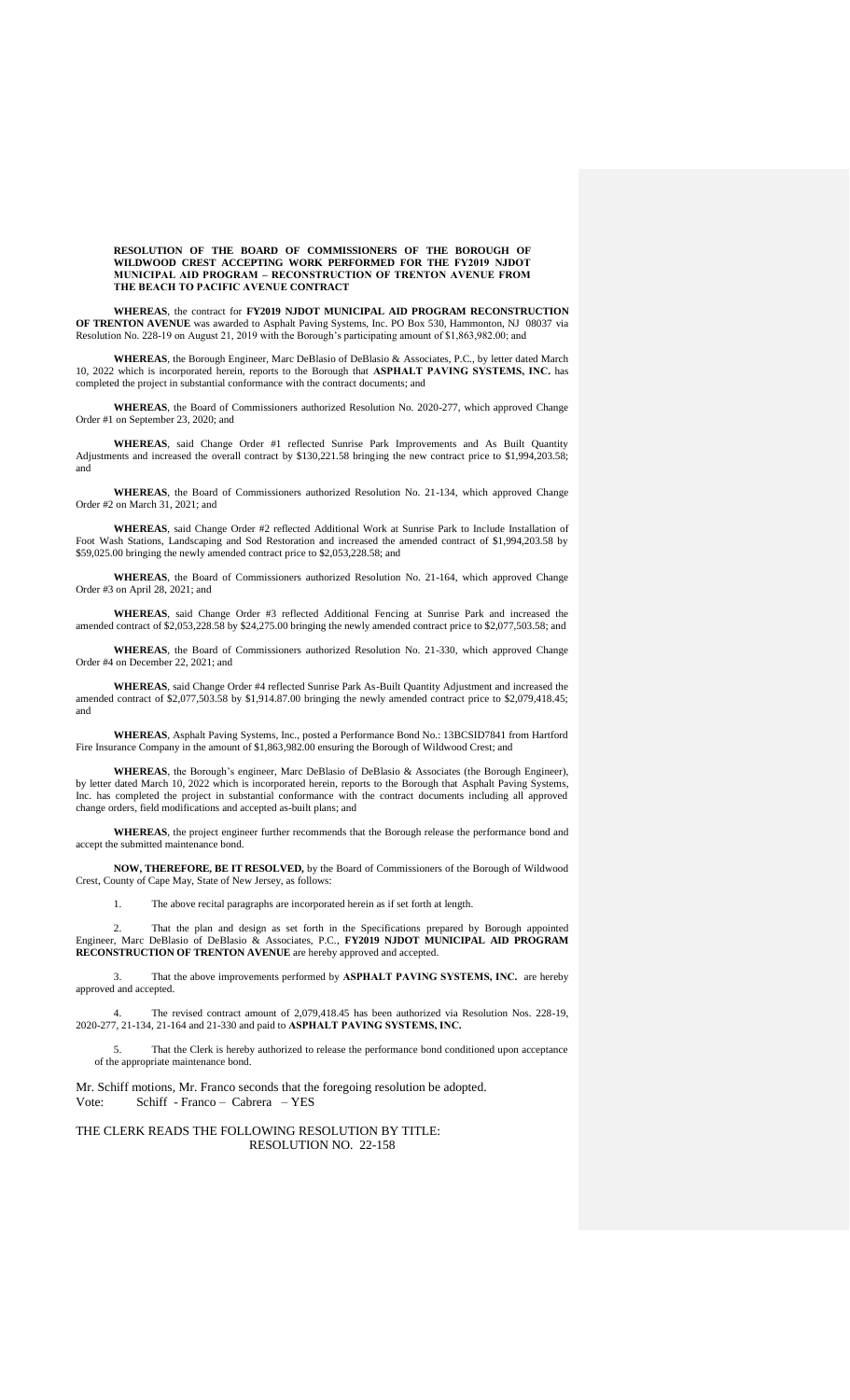**RESOLUTION OF THE BOARD OF COMMISSIONERS OF THE BOROUGH OF WILDWOOD CREST ACCEPTING WORK PERFORMED FOR THE FY2019 NJDOT MUNICIPAL AID PROGRAM – RECONSTRUCTION OF TRENTON AVENUE FROM THE BEACH TO PACIFIC AVENUE CONTRACT**

**WHEREAS**, the contract for **FY2019 NJDOT MUNICIPAL AID PROGRAM RECONSTRUCTION OF TRENTON AVENUE** was awarded to Asphalt Paving Systems, Inc. PO Box 530, Hammonton, NJ 08037 via Resolution No. 228-19 on August 21, 2019 with the Borough's participating amount of $1,863,982.00; and

**WHEREAS**, the Borough Engineer, Marc DeBlasio of DeBlasio & Associates, P.C., by letter dated March 10, 2022 which is incorporated herein, reports to the Borough that **ASPHALT PAVING SYSTEMS, INC.** has completed the project in substantial conformance with the contract documents; and

**WHEREAS**, the Board of Commissioners authorized Resolution No. 2020-277, which approved Change Order #1 on September 23, 2020; and

**WHEREAS**, said Change Order #1 reflected Sunrise Park Improvements and As Built Quantity Adjustments and increased the overall contract by $130,221.58 bringing the new contract price to $1,994,203.58; and

**WHEREAS**, the Board of Commissioners authorized Resolution No. 21-134, which approved Change Order #2 on March 31, 2021; and

**WHEREAS**, said Change Order #2 reflected Additional Work at Sunrise Park to Include Installation of Foot Wash Stations, Landscaping and Sod Restoration and increased the amended contract of $1,994,203.58 by $59,025.00 bringing the newly amended contract price to $2,053,228.58; and

**WHEREAS**, the Board of Commissioners authorized Resolution No. 21-164, which approved Change Order #3 on April 28, 2021; and

**WHEREAS**, said Change Order #3 reflected Additional Fencing at Sunrise Park and increased the amended contract of $2,053,228.58 by $24,275.00 bringing the newly amended contract price to $2,077,503.58; and

**WHEREAS**, the Board of Commissioners authorized Resolution No. 21-330, which approved Change Order #4 on December 22, 2021; and

**WHEREAS**, said Change Order #4 reflected Sunrise Park As-Built Quantity Adjustment and increased the amended contract of $2,077,503.58 by $1,914.87.00 bringing the newly amended contract price to $2,079,418.45; and

**WHEREAS**, Asphalt Paving Systems, Inc., posted a Performance Bond No.: 13BCSID7841 from Hartford Fire Insurance Company in the amount of $1,863,982.00 ensuring the Borough of Wildwood Crest; and

**WHEREAS**, the Borough's engineer, Marc DeBlasio of DeBlasio & Associates (the Borough Engineer), by letter dated March 10, 2022 which is incorporated herein, reports to the Borough that Asphalt Paving Systems, Inc. has completed the project in substantial conformance with the contract documents including all approved change orders, field modifications and accepted as-built plans; and

**WHEREAS**, the project engineer further recommends that the Borough release the performance bond and accept the submitted maintenance bond.

**NOW, THEREFORE, BE IT RESOLVED,** by the Board of Commissioners of the Borough of Wildwood Crest, County of Cape May, State of New Jersey, as follows:

1. The above recital paragraphs are incorporated herein as if set forth at length.

2. That the plan and design as set forth in the Specifications prepared by Borough appointed Engineer, Marc DeBlasio of DeBlasio & Associates, P.C., **FY2019 NJDOT MUNICIPAL AID PROGRAM RECONSTRUCTION OF TRENTON AVENUE** are hereby approved and accepted.

3. That the above improvements performed by **ASPHALT PAVING SYSTEMS, INC.** are hereby approved and accepted.

4. The revised contract amount of 2,079,418.45 has been authorized via Resolution Nos. 228-19, 2020-277, 21-134, 21-164 and 21-330 and paid to **ASPHALT PAVING SYSTEMS, INC.**

5. That the Clerk is hereby authorized to release the performance bond conditioned upon acceptance of the appropriate maintenance bond.

Mr. Schiff motions, Mr. Franco seconds that the foregoing resolution be adopted.
Vote: Schiff - Franco – Cabrera – YES

THE CLERK READS THE FOLLOWING RESOLUTION BY TITLE:
RESOLUTION NO. 22-158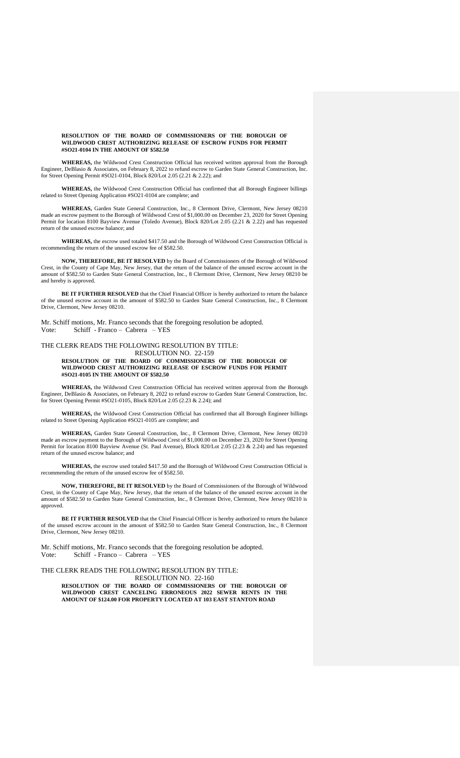**RESOLUTION OF THE BOARD OF COMMISSIONERS OF THE BOROUGH OF WILDWOOD CREST AUTHORIZING RELEASE OF ESCROW FUNDS FOR PERMIT #SO21-0104 IN THE AMOUNT OF $582.50**

**WHEREAS,** the Wildwood Crest Construction Official has received written approval from the Borough Engineer, DeBlasio & Associates, on February 8, 2022 to refund escrow to Garden State General Construction, Inc. for Street Opening Permit #SO21-0104, Block 820/Lot 2.05 (2.21 & 2.22); and

**WHEREAS,** the Wildwood Crest Construction Official has confirmed that all Borough Engineer billings related to Street Opening Application #SO21-0104 are complete; and

**WHEREAS,** Garden State General Construction, Inc., 8 Clermont Drive, Clermont, New Jersey 08210 made an escrow payment to the Borough of Wildwood Crest of $1,000.00 on December 23, 2020 for Street Opening Permit for location 8100 Bayview Avenue (Toledo Avenue), Block 820/Lot 2.05 (2.21 & 2.22) and has requested return of the unused escrow balance; and

**WHEREAS,** the escrow used totaled $417.50 and the Borough of Wildwood Crest Construction Official is recommending the return of the unused escrow fee of $582.50.

**NOW, THEREFORE, BE IT RESOLVED** by the Board of Commissioners of the Borough of Wildwood Crest, in the County of Cape May, New Jersey, that the return of the balance of the unused escrow account in the amount of $582.50 to Garden State General Construction, Inc., 8 Clermont Drive, Clermont, New Jersey 08210 be and hereby is approved.

**BE IT FURTHER RESOLVED** that the Chief Financial Officer is hereby authorized to return the balance of the unused escrow account in the amount of $582.50 to Garden State General Construction, Inc., 8 Clermont Drive, Clermont, New Jersey 08210.

Mr. Schiff motions, Mr. Franco seconds that the foregoing resolution be adopted.
Vote: Schiff - Franco – Cabrera – YES

THE CLERK READS THE FOLLOWING RESOLUTION BY TITLE:
RESOLUTION NO. 22-159

**RESOLUTION OF THE BOARD OF COMMISSIONERS OF THE BOROUGH OF WILDWOOD CREST AUTHORIZING RELEASE OF ESCROW FUNDS FOR PERMIT #SO21-0105 IN THE AMOUNT OF $582.50**

**WHEREAS,** the Wildwood Crest Construction Official has received written approval from the Borough Engineer, DeBlasio & Associates, on February 8, 2022 to refund escrow to Garden State General Construction, Inc. for Street Opening Permit #SO21-0105, Block 820/Lot 2.05 (2.23 & 2.24); and

**WHEREAS,** the Wildwood Crest Construction Official has confirmed that all Borough Engineer billings related to Street Opening Application #SO21-0105 are complete; and

**WHEREAS,** Garden State General Construction, Inc., 8 Clermont Drive, Clermont, New Jersey 08210 made an escrow payment to the Borough of Wildwood Crest of $1,000.00 on December 23, 2020 for Street Opening Permit for location 8100 Bayview Avenue (St. Paul Avenue), Block 820/Lot 2.05 (2.23 & 2.24) and has requested return of the unused escrow balance; and

**WHEREAS,** the escrow used totaled $417.50 and the Borough of Wildwood Crest Construction Official is recommending the return of the unused escrow fee of $582.50.

**NOW, THEREFORE, BE IT RESOLVED** by the Board of Commissioners of the Borough of Wildwood Crest, in the County of Cape May, New Jersey, that the return of the balance of the unused escrow account in the amount of $582.50 to Garden State General Construction, Inc., 8 Clermont Drive, Clermont, New Jersey 08210 is approved.

**BE IT FURTHER RESOLVED** that the Chief Financial Officer is hereby authorized to return the balance of the unused escrow account in the amount of $582.50 to Garden State General Construction, Inc., 8 Clermont Drive, Clermont, New Jersey 08210.

Mr. Schiff motions, Mr. Franco seconds that the foregoing resolution be adopted.
Vote: Schiff - Franco – Cabrera – YES

THE CLERK READS THE FOLLOWING RESOLUTION BY TITLE:
RESOLUTION NO. 22-160

**RESOLUTION OF THE BOARD OF COMMISSIONERS OF THE BOROUGH OF WILDWOOD CREST CANCELING ERRONEOUS 2022 SEWER RENTS IN THE AMOUNT OF $124.00 FOR PROPERTY LOCATED AT 103 EAST STANTON ROAD**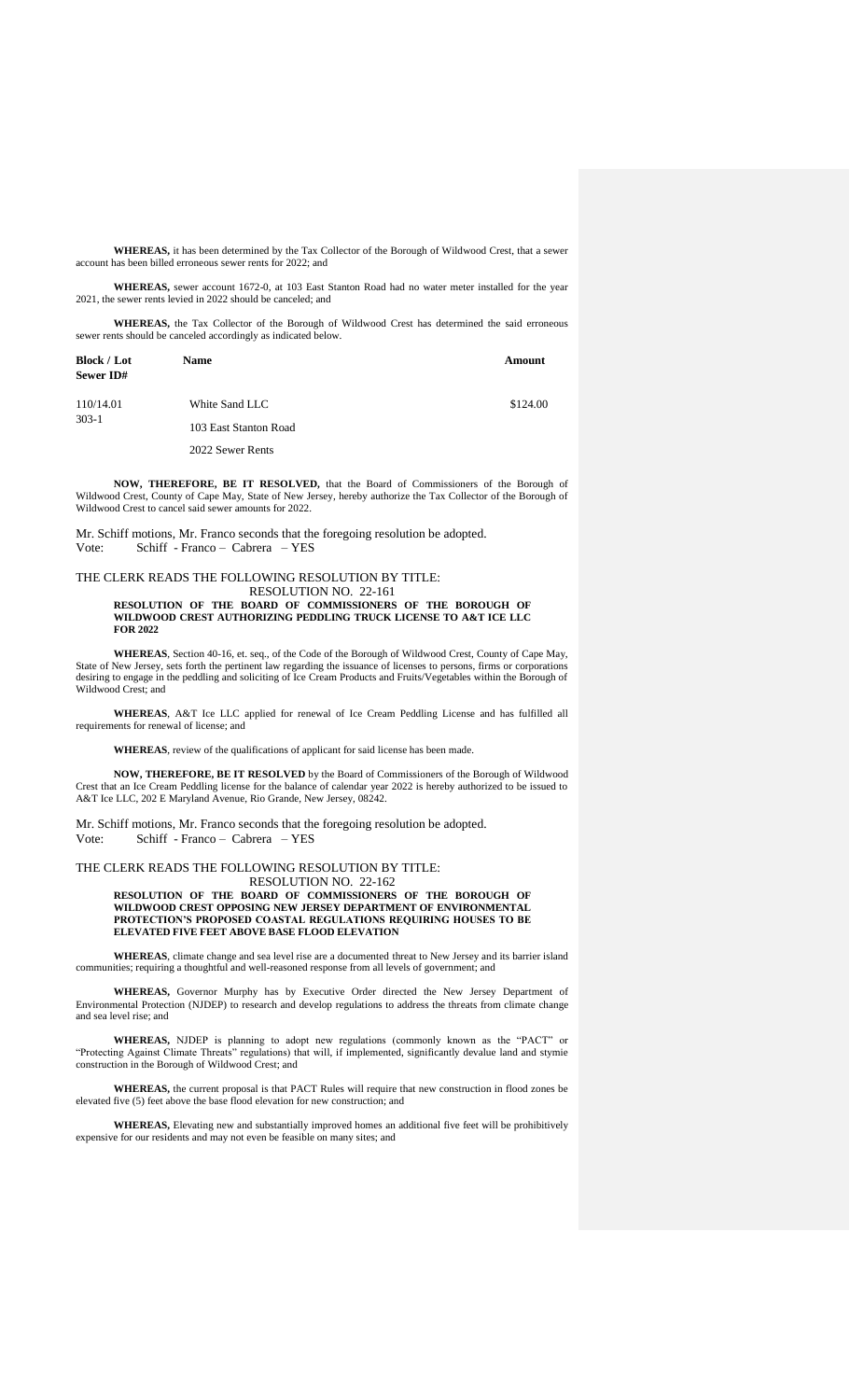**WHEREAS,** it has been determined by the Tax Collector of the Borough of Wildwood Crest, that a sewer account has been billed erroneous sewer rents for 2022; and

**WHEREAS,** sewer account 1672-0, at 103 East Stanton Road had no water meter installed for the year 2021, the sewer rents levied in 2022 should be canceled; and

**WHEREAS,** the Tax Collector of the Borough of Wildwood Crest has determined the said erroneous sewer rents should be canceled accordingly as indicated below.

| Block / Lot<br>Sewer ID# | Name | Amount |
|---|---|---|
| 110/14.01<br>303-1 | White Sand LLC<br>103 East Stanton Road<br>2022 Sewer Rents | $124.00 |

**NOW, THEREFORE, BE IT RESOLVED,** that the Board of Commissioners of the Borough of Wildwood Crest, County of Cape May, State of New Jersey, hereby authorize the Tax Collector of the Borough of Wildwood Crest to cancel said sewer amounts for 2022.

Mr. Schiff motions, Mr. Franco seconds that the foregoing resolution be adopted.
Vote: Schiff - Franco – Cabrera – YES

THE CLERK READS THE FOLLOWING RESOLUTION BY TITLE:
RESOLUTION NO. 22-161

**RESOLUTION OF THE BOARD OF COMMISSIONERS OF THE BOROUGH OF WILDWOOD CREST AUTHORIZING PEDDLING TRUCK LICENSE TO A&T ICE LLC FOR 2022**

**WHEREAS**, Section 40-16, et. seq., of the Code of the Borough of Wildwood Crest, County of Cape May, State of New Jersey, sets forth the pertinent law regarding the issuance of licenses to persons, firms or corporations desiring to engage in the peddling and soliciting of Ice Cream Products and Fruits/Vegetables within the Borough of Wildwood Crest; and

**WHEREAS**, A&T Ice LLC applied for renewal of Ice Cream Peddling License and has fulfilled all requirements for renewal of license; and

**WHEREAS**, review of the qualifications of applicant for said license has been made.

**NOW, THEREFORE, BE IT RESOLVED** by the Board of Commissioners of the Borough of Wildwood Crest that an Ice Cream Peddling license for the balance of calendar year 2022 is hereby authorized to be issued to A&T Ice LLC, 202 E Maryland Avenue, Rio Grande, New Jersey, 08242.

Mr. Schiff motions, Mr. Franco seconds that the foregoing resolution be adopted.
Vote: Schiff - Franco – Cabrera – YES

THE CLERK READS THE FOLLOWING RESOLUTION BY TITLE:
RESOLUTION NO. 22-162

**RESOLUTION OF THE BOARD OF COMMISSIONERS OF THE BOROUGH OF WILDWOOD CREST OPPOSING NEW JERSEY DEPARTMENT OF ENVIRONMENTAL PROTECTION'S PROPOSED COASTAL REGULATIONS REQUIRING HOUSES TO BE ELEVATED FIVE FEET ABOVE BASE FLOOD ELEVATION**

**WHEREAS**, climate change and sea level rise are a documented threat to New Jersey and its barrier island communities; requiring a thoughtful and well-reasoned response from all levels of government; and

**WHEREAS,** Governor Murphy has by Executive Order directed the New Jersey Department of Environmental Protection (NJDEP) to research and develop regulations to address the threats from climate change and sea level rise; and

**WHEREAS,** NJDEP is planning to adopt new regulations (commonly known as the "PACT" or "Protecting Against Climate Threats" regulations) that will, if implemented, significantly devalue land and stymie construction in the Borough of Wildwood Crest; and

**WHEREAS,** the current proposal is that PACT Rules will require that new construction in flood zones be elevated five (5) feet above the base flood elevation for new construction; and

**WHEREAS,** Elevating new and substantially improved homes an additional five feet will be prohibitively expensive for our residents and may not even be feasible on many sites; and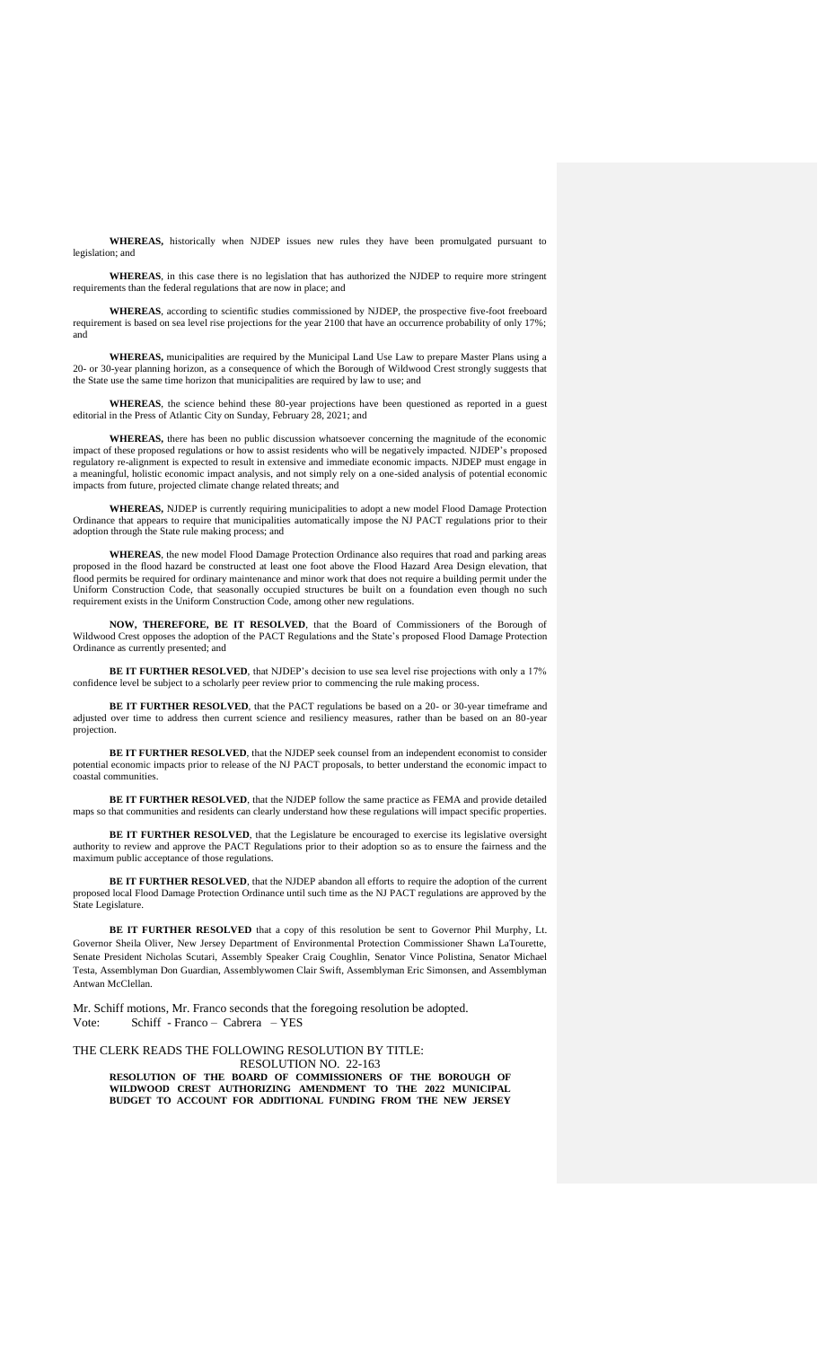**WHEREAS,** historically when NJDEP issues new rules they have been promulgated pursuant to legislation; and

**WHEREAS**, in this case there is no legislation that has authorized the NJDEP to require more stringent requirements than the federal regulations that are now in place; and

**WHEREAS**, according to scientific studies commissioned by NJDEP, the prospective five-foot freeboard requirement is based on sea level rise projections for the year 2100 that have an occurrence probability of only 17%; and

**WHEREAS,** municipalities are required by the Municipal Land Use Law to prepare Master Plans using a 20- or 30-year planning horizon, as a consequence of which the Borough of Wildwood Crest strongly suggests that the State use the same time horizon that municipalities are required by law to use; and

**WHEREAS**, the science behind these 80-year projections have been questioned as reported in a guest editorial in the Press of Atlantic City on Sunday, February 28, 2021; and

**WHEREAS,** there has been no public discussion whatsoever concerning the magnitude of the economic impact of these proposed regulations or how to assist residents who will be negatively impacted. NJDEP's proposed regulatory re-alignment is expected to result in extensive and immediate economic impacts. NJDEP must engage in a meaningful, holistic economic impact analysis, and not simply rely on a one-sided analysis of potential economic impacts from future, projected climate change related threats; and

**WHEREAS,** NJDEP is currently requiring municipalities to adopt a new model Flood Damage Protection Ordinance that appears to require that municipalities automatically impose the NJ PACT regulations prior to their adoption through the State rule making process; and

**WHEREAS**, the new model Flood Damage Protection Ordinance also requires that road and parking areas proposed in the flood hazard be constructed at least one foot above the Flood Hazard Area Design elevation, that flood permits be required for ordinary maintenance and minor work that does not require a building permit under the Uniform Construction Code, that seasonally occupied structures be built on a foundation even though no such requirement exists in the Uniform Construction Code, among other new regulations.

**NOW, THEREFORE, BE IT RESOLVED**, that the Board of Commissioners of the Borough of Wildwood Crest opposes the adoption of the PACT Regulations and the State's proposed Flood Damage Protection Ordinance as currently presented; and

**BE IT FURTHER RESOLVED**, that NJDEP's decision to use sea level rise projections with only a 17% confidence level be subject to a scholarly peer review prior to commencing the rule making process.

**BE IT FURTHER RESOLVED**, that the PACT regulations be based on a 20- or 30-year timeframe and adjusted over time to address then current science and resiliency measures, rather than be based on an 80-year projection.

**BE IT FURTHER RESOLVED**, that the NJDEP seek counsel from an independent economist to consider potential economic impacts prior to release of the NJ PACT proposals, to better understand the economic impact to coastal communities.

**BE IT FURTHER RESOLVED**, that the NJDEP follow the same practice as FEMA and provide detailed maps so that communities and residents can clearly understand how these regulations will impact specific properties.

**BE IT FURTHER RESOLVED**, that the Legislature be encouraged to exercise its legislative oversight authority to review and approve the PACT Regulations prior to their adoption so as to ensure the fairness and the maximum public acceptance of those regulations.

**BE IT FURTHER RESOLVED**, that the NJDEP abandon all efforts to require the adoption of the current proposed local Flood Damage Protection Ordinance until such time as the NJ PACT regulations are approved by the State Legislature.

**BE IT FURTHER RESOLVED** that a copy of this resolution be sent to Governor Phil Murphy, Lt. Governor Sheila Oliver, New Jersey Department of Environmental Protection Commissioner Shawn LaTourette, Senate President Nicholas Scutari, Assembly Speaker Craig Coughlin, Senator Vince Polistina, Senator Michael Testa, Assemblyman Don Guardian, Assemblywomen Clair Swift, Assemblyman Eric Simonsen, and Assemblyman Antwan McClellan.

Mr. Schiff motions, Mr. Franco seconds that the foregoing resolution be adopted.
Vote: Schiff - Franco – Cabrera – YES

THE CLERK READS THE FOLLOWING RESOLUTION BY TITLE:

RESOLUTION NO. 22-163

**RESOLUTION OF THE BOARD OF COMMISSIONERS OF THE BOROUGH OF WILDWOOD CREST AUTHORIZING AMENDMENT TO THE 2022 MUNICIPAL BUDGET TO ACCOUNT FOR ADDITIONAL FUNDING FROM THE NEW JERSEY**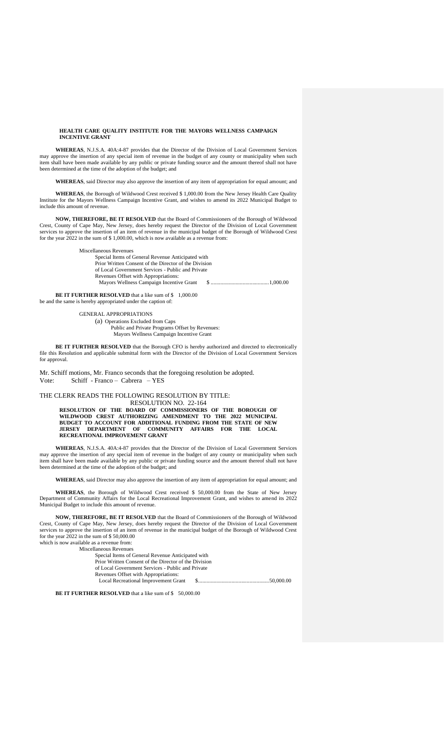**HEALTH CARE QUALITY INSTITUTE FOR THE MAYORS WELLNESS CAMPAIGN INCENTIVE GRANT**

**WHEREAS**, N.J.S.A. 40A:4-87 provides that the Director of the Division of Local Government Services may approve the insertion of any special item of revenue in the budget of any county or municipality when such item shall have been made available by any public or private funding source and the amount thereof shall not have been determined at the time of the adoption of the budget; and

**WHEREAS**, said Director may also approve the insertion of any item of appropriation for equal amount; and

**WHEREAS**, the Borough of Wildwood Crest received $ 1,000.00 from the New Jersey Health Care Quality Institute for the Mayors Wellness Campaign Incentive Grant, and wishes to amend its 2022 Municipal Budget to include this amount of revenue.

**NOW, THEREFORE, BE IT RESOLVED** that the Board of Commissioners of the Borough of Wildwood Crest, County of Cape May, New Jersey, does hereby request the Director of the Division of Local Government services to approve the insertion of an item of revenue in the municipal budget of the Borough of Wildwood Crest for the year 2022 in the sum of $ 1,000.00, which is now available as a revenue from:

Miscellaneous Revenues
Special Items of General Revenue Anticipated with
Prior Written Consent of the Director of the Division
of Local Government Services - Public and Private
Revenues Offset with Appropriations:
Mayors Wellness Campaign Incentive Grant $ ..........................................1,000.00

**BE IT FURTHER RESOLVED** that a like sum of $ 1,000.00 be and the same is hereby appropriated under the caption of:

GENERAL APPROPRIATIONS
(a) Operations Excluded from Caps
Public and Private Programs Offset by Revenues:
Mayors Wellness Campaign Incentive Grant

**BE IT FURTHER RESOLVED** that the Borough CFO is hereby authorized and directed to electronically file this Resolution and applicable submittal form with the Director of the Division of Local Government Services for approval.

Mr. Schiff motions, Mr. Franco seconds that the foregoing resolution be adopted.
Vote: Schiff - Franco – Cabrera – YES

THE CLERK READS THE FOLLOWING RESOLUTION BY TITLE:
RESOLUTION NO. 22-164

**RESOLUTION OF THE BOARD OF COMMISSIONERS OF THE BOROUGH OF WILDWOOD CREST AUTHORIZING AMENDMENT TO THE 2022 MUNICIPAL BUDGET TO ACCOUNT FOR ADDITIONAL FUNDING FROM THE STATE OF NEW JERSEY DEPARTMENT OF COMMUNITY AFFAIRS FOR THE LOCAL RECREATIONAL IMPROVEMENT GRANT**

**WHEREAS**, N.J.S.A. 40A:4-87 provides that the Director of the Division of Local Government Services may approve the insertion of any special item of revenue in the budget of any county or municipality when such item shall have been made available by any public or private funding source and the amount thereof shall not have been determined at the time of the adoption of the budget; and

**WHEREAS**, said Director may also approve the insertion of any item of appropriation for equal amount; and

**WHEREAS**, the Borough of Wildwood Crest received $ 50,000.00 from the State of New Jersey Department of Community Affairs for the Local Recreational Improvement Grant, and wishes to amend its 2022 Municipal Budget to include this amount of revenue.

**NOW, THEREFORE, BE IT RESOLVED** that the Board of Commissioners of the Borough of Wildwood Crest, County of Cape May, New Jersey, does hereby request the Director of the Division of Local Government services to approve the insertion of an item of revenue in the municipal budget of the Borough of Wildwood Crest for the year 2022 in the sum of $ 50,000.00
which is now available as a revenue from:

Miscellaneous Revenues
Special Items of General Revenue Anticipated with
Prior Written Consent of the Director of the Division
of Local Government Services - Public and Private
Revenues Offset with Appropriations:
Local Recreational Improvement Grant $...................................................50,000.00

**BE IT FURTHER RESOLVED** that a like sum of $ 50,000.00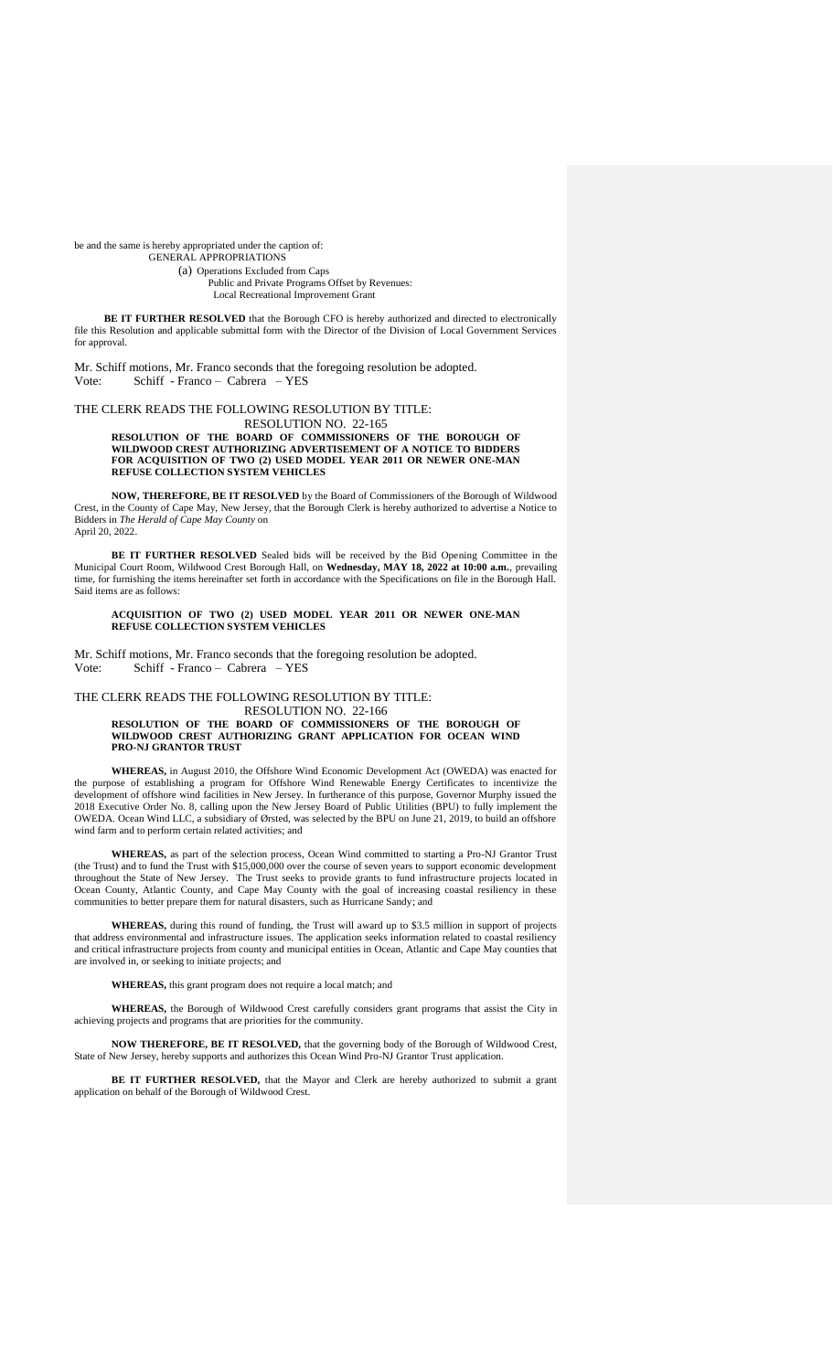be and the same is hereby appropriated under the caption of:

GENERAL APPROPRIATIONS

(a) Operations Excluded from Caps

Public and Private Programs Offset by Revenues:

Local Recreational Improvement Grant

**BE IT FURTHER RESOLVED** that the Borough CFO is hereby authorized and directed to electronically file this Resolution and applicable submittal form with the Director of the Division of Local Government Services for approval.

Mr. Schiff motions, Mr. Franco seconds that the foregoing resolution be adopted.
Vote: Schiff - Franco – Cabrera – YES

THE CLERK READS THE FOLLOWING RESOLUTION BY TITLE:

RESOLUTION NO. 22-165

**RESOLUTION OF THE BOARD OF COMMISSIONERS OF THE BOROUGH OF WILDWOOD CREST AUTHORIZING ADVERTISEMENT OF A NOTICE TO BIDDERS FOR ACQUISITION OF TWO (2) USED MODEL YEAR 2011 OR NEWER ONE-MAN REFUSE COLLECTION SYSTEM VEHICLES**

**NOW, THEREFORE, BE IT RESOLVED** by the Board of Commissioners of the Borough of Wildwood Crest, in the County of Cape May, New Jersey, that the Borough Clerk is hereby authorized to advertise a Notice to Bidders in *The Herald of Cape May County* on April 20, 2022.

**BE IT FURTHER RESOLVED** Sealed bids will be received by the Bid Opening Committee in the Municipal Court Room, Wildwood Crest Borough Hall, on **Wednesday, MAY 18, 2022 at 10:00 a.m.**, prevailing time, for furnishing the items hereinafter set forth in accordance with the Specifications on file in the Borough Hall. Said items are as follows:

**ACQUISITION OF TWO (2) USED MODEL YEAR 2011 OR NEWER ONE-MAN REFUSE COLLECTION SYSTEM VEHICLES**

Mr. Schiff motions, Mr. Franco seconds that the foregoing resolution be adopted.
Vote: Schiff - Franco – Cabrera – YES

THE CLERK READS THE FOLLOWING RESOLUTION BY TITLE:

RESOLUTION NO. 22-166

**RESOLUTION OF THE BOARD OF COMMISSIONERS OF THE BOROUGH OF WILDWOOD CREST AUTHORIZING GRANT APPLICATION FOR OCEAN WIND PRO-NJ GRANTOR TRUST**

**WHEREAS,** in August 2010, the Offshore Wind Economic Development Act (OWEDA) was enacted for the purpose of establishing a program for Offshore Wind Renewable Energy Certificates to incentivize the development of offshore wind facilities in New Jersey. In furtherance of this purpose, Governor Murphy issued the 2018 Executive Order No. 8, calling upon the New Jersey Board of Public Utilities (BPU) to fully implement the OWEDA. Ocean Wind LLC, a subsidiary of Ørsted, was selected by the BPU on June 21, 2019, to build an offshore wind farm and to perform certain related activities; and

**WHEREAS,** as part of the selection process, Ocean Wind committed to starting a Pro-NJ Grantor Trust (the Trust) and to fund the Trust with $15,000,000 over the course of seven years to support economic development throughout the State of New Jersey. The Trust seeks to provide grants to fund infrastructure projects located in Ocean County, Atlantic County, and Cape May County with the goal of increasing coastal resiliency in these communities to better prepare them for natural disasters, such as Hurricane Sandy; and

**WHEREAS,** during this round of funding, the Trust will award up to $3.5 million in support of projects that address environmental and infrastructure issues. The application seeks information related to coastal resiliency and critical infrastructure projects from county and municipal entities in Ocean, Atlantic and Cape May counties that are involved in, or seeking to initiate projects; and

**WHEREAS,** this grant program does not require a local match; and

**WHEREAS,** the Borough of Wildwood Crest carefully considers grant programs that assist the City in achieving projects and programs that are priorities for the community.

**NOW THEREFORE, BE IT RESOLVED,** that the governing body of the Borough of Wildwood Crest, State of New Jersey, hereby supports and authorizes this Ocean Wind Pro-NJ Grantor Trust application.

**BE IT FURTHER RESOLVED,** that the Mayor and Clerk are hereby authorized to submit a grant application on behalf of the Borough of Wildwood Crest.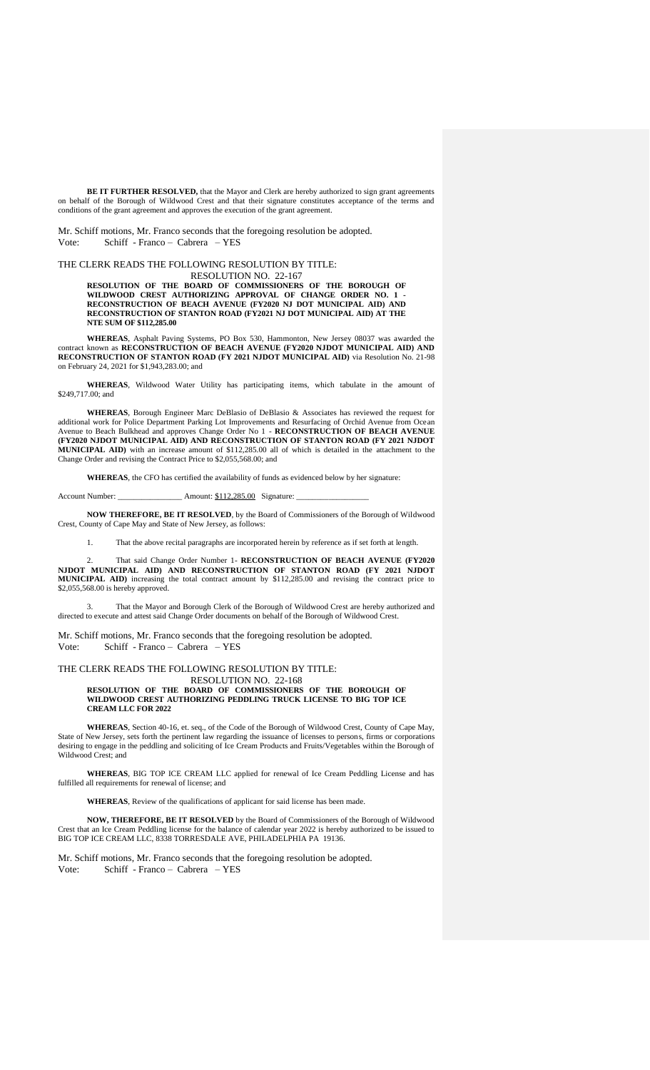**BE IT FURTHER RESOLVED,** that the Mayor and Clerk are hereby authorized to sign grant agreements on behalf of the Borough of Wildwood Crest and that their signature constitutes acceptance of the terms and conditions of the grant agreement and approves the execution of the grant agreement.

Mr. Schiff motions, Mr. Franco seconds that the foregoing resolution be adopted.
Vote: Schiff - Franco – Cabrera – YES

THE CLERK READS THE FOLLOWING RESOLUTION BY TITLE:

RESOLUTION NO. 22-167

**RESOLUTION OF THE BOARD OF COMMISSIONERS OF THE BOROUGH OF WILDWOOD CREST AUTHORIZING APPROVAL OF CHANGE ORDER NO. 1 - RECONSTRUCTION OF BEACH AVENUE (FY2020 NJ DOT MUNICIPAL AID) AND RECONSTRUCTION OF STANTON ROAD (FY2021 NJ DOT MUNICIPAL AID) AT THE NTE SUM OF $112,285.00**

**WHEREAS**, Asphalt Paving Systems, PO Box 530, Hammonton, New Jersey 08037 was awarded the contract known as **RECONSTRUCTION OF BEACH AVENUE (FY2020 NJDOT MUNICIPAL AID) AND RECONSTRUCTION OF STANTON ROAD (FY 2021 NJDOT MUNICIPAL AID)** via Resolution No. 21-98 on February 24, 2021 for $1,943,283.00; and

**WHEREAS**, Wildwood Water Utility has participating items, which tabulate in the amount of $249,717.00; and

**WHEREAS**, Borough Engineer Marc DeBlasio of DeBlasio & Associates has reviewed the request for additional work for Police Department Parking Lot Improvements and Resurfacing of Orchid Avenue from Ocean Avenue to Beach Bulkhead and approves Change Order No 1 - **RECONSTRUCTION OF BEACH AVENUE (FY2020 NJDOT MUNICIPAL AID) AND RECONSTRUCTION OF STANTON ROAD (FY 2021 NJDOT MUNICIPAL AID)** with an increase amount of $112,285.00 all of which is detailed in the attachment to the Change Order and revising the Contract Price to $2,055,568.00; and

**WHEREAS**, the CFO has certified the availability of funds as evidenced below by her signature:

Account Number: ________________ Amount: $112,285.00 Signature: __________________

**NOW THEREFORE, BE IT RESOLVED**, by the Board of Commissioners of the Borough of Wildwood Crest, County of Cape May and State of New Jersey, as follows:

1. That the above recital paragraphs are incorporated herein by reference as if set forth at length.

2. That said Change Order Number 1- **RECONSTRUCTION OF BEACH AVENUE (FY2020 NJDOT MUNICIPAL AID) AND RECONSTRUCTION OF STANTON ROAD (FY 2021 NJDOT MUNICIPAL AID)** increasing the total contract amount by $112,285.00 and revising the contract price to $2,055,568.00 is hereby approved.

3. That the Mayor and Borough Clerk of the Borough of Wildwood Crest are hereby authorized and directed to execute and attest said Change Order documents on behalf of the Borough of Wildwood Crest.

Mr. Schiff motions, Mr. Franco seconds that the foregoing resolution be adopted.
Vote: Schiff - Franco – Cabrera – YES

THE CLERK READS THE FOLLOWING RESOLUTION BY TITLE:

RESOLUTION NO. 22-168

**RESOLUTION OF THE BOARD OF COMMISSIONERS OF THE BOROUGH OF WILDWOOD CREST AUTHORIZING PEDDLING TRUCK LICENSE TO BIG TOP ICE CREAM LLC FOR 2022**

**WHEREAS**, Section 40-16, et. seq., of the Code of the Borough of Wildwood Crest, County of Cape May, State of New Jersey, sets forth the pertinent law regarding the issuance of licenses to persons, firms or corporations desiring to engage in the peddling and soliciting of Ice Cream Products and Fruits/Vegetables within the Borough of Wildwood Crest; and

**WHEREAS**, BIG TOP ICE CREAM LLC applied for renewal of Ice Cream Peddling License and has fulfilled all requirements for renewal of license; and

**WHEREAS**, Review of the qualifications of applicant for said license has been made.

**NOW, THEREFORE, BE IT RESOLVED** by the Board of Commissioners of the Borough of Wildwood Crest that an Ice Cream Peddling license for the balance of calendar year 2022 is hereby authorized to be issued to BIG TOP ICE CREAM LLC, 8338 TORRESDALE AVE, PHILADELPHIA PA 19136.

Mr. Schiff motions, Mr. Franco seconds that the foregoing resolution be adopted.
Vote: Schiff - Franco – Cabrera – YES

**Formatted:** Left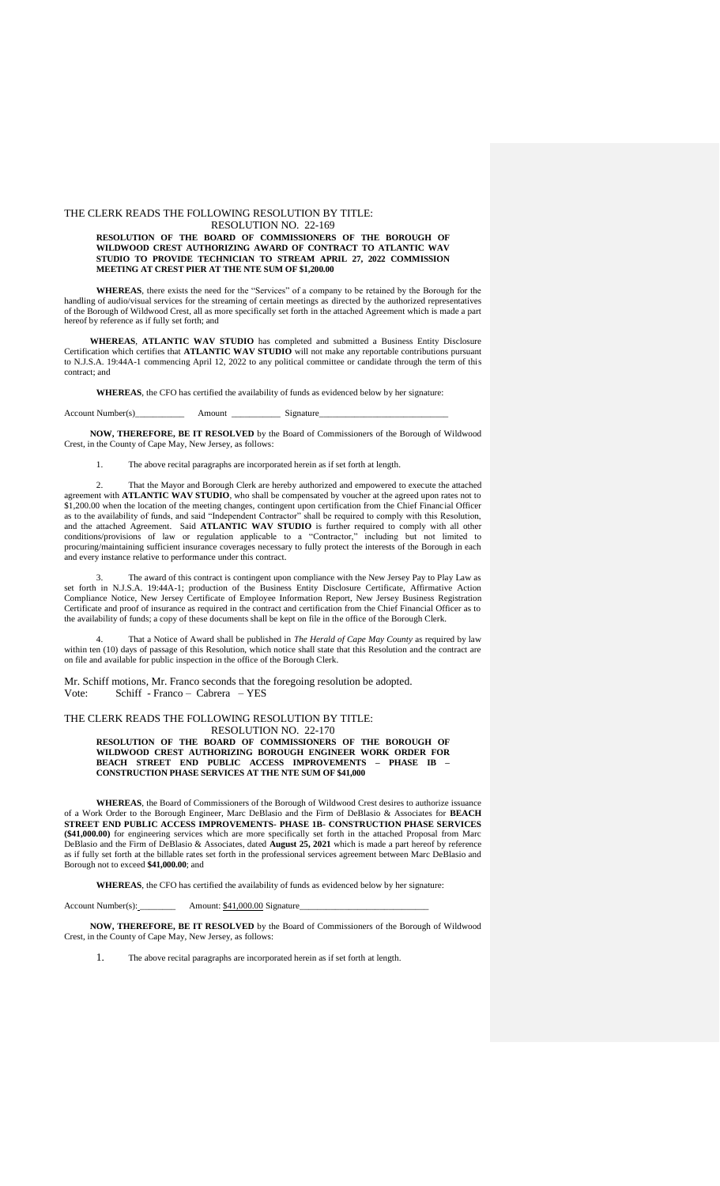THE CLERK READS THE FOLLOWING RESOLUTION BY TITLE:

RESOLUTION NO. 22-169

**RESOLUTION OF THE BOARD OF COMMISSIONERS OF THE BOROUGH OF WILDWOOD CREST AUTHORIZING AWARD OF CONTRACT TO ATLANTIC WAV STUDIO TO PROVIDE TECHNICIAN TO STREAM APRIL 27, 2022 COMMISSION MEETING AT CREST PIER AT THE NTE SUM OF $1,200.00**

**WHEREAS**, there exists the need for the "Services" of a company to be retained by the Borough for the handling of audio/visual services for the streaming of certain meetings as directed by the authorized representatives of the Borough of Wildwood Crest, all as more specifically set forth in the attached Agreement which is made a part hereof by reference as if fully set forth; and

**WHEREAS**, **ATLANTIC WAV STUDIO** has completed and submitted a Business Entity Disclosure Certification which certifies that **ATLANTIC WAV STUDIO** will not make any reportable contributions pursuant to N.J.S.A. 19:44A-1 commencing April 12, 2022 to any political committee or candidate through the term of this contract; and

**WHEREAS**, the CFO has certified the availability of funds as evidenced below by her signature:

Account Number(s)___________ Amount ___________ Signature_____________________________

**NOW, THEREFORE, BE IT RESOLVED** by the Board of Commissioners of the Borough of Wildwood Crest, in the County of Cape May, New Jersey, as follows:

1. The above recital paragraphs are incorporated herein as if set forth at length.

2. That the Mayor and Borough Clerk are hereby authorized and empowered to execute the attached agreement with **ATLANTIC WAV STUDIO**, who shall be compensated by voucher at the agreed upon rates not to $1,200.00 when the location of the meeting changes, contingent upon certification from the Chief Financial Officer as to the availability of funds, and said "Independent Contractor" shall be required to comply with this Resolution, and the attached Agreement. Said **ATLANTIC WAV STUDIO** is further required to comply with all other conditions/provisions of law or regulation applicable to a "Contractor," including but not limited to procuring/maintaining sufficient insurance coverages necessary to fully protect the interests of the Borough in each and every instance relative to performance under this contract.

3. The award of this contract is contingent upon compliance with the New Jersey Pay to Play Law as set forth in N.J.S.A. 19:44A-1; production of the Business Entity Disclosure Certificate, Affirmative Action Compliance Notice, New Jersey Certificate of Employee Information Report, New Jersey Business Registration Certificate and proof of insurance as required in the contract and certification from the Chief Financial Officer as to the availability of funds; a copy of these documents shall be kept on file in the office of the Borough Clerk.

4. That a Notice of Award shall be published in *The Herald of Cape May County* as required by law within ten (10) days of passage of this Resolution, which notice shall state that this Resolution and the contract are on file and available for public inspection in the office of the Borough Clerk.

Mr. Schiff motions, Mr. Franco seconds that the foregoing resolution be adopted.
Vote: Schiff - Franco – Cabrera – YES

THE CLERK READS THE FOLLOWING RESOLUTION BY TITLE:

RESOLUTION NO. 22-170

**RESOLUTION OF THE BOARD OF COMMISSIONERS OF THE BOROUGH OF WILDWOOD CREST AUTHORIZING BOROUGH ENGINEER WORK ORDER FOR BEACH STREET END PUBLIC ACCESS IMPROVEMENTS – PHASE IB – CONSTRUCTION PHASE SERVICES AT THE NTE SUM OF $41,000**

**WHEREAS**, the Board of Commissioners of the Borough of Wildwood Crest desires to authorize issuance of a Work Order to the Borough Engineer, Marc DeBlasio and the Firm of DeBlasio & Associates for **BEACH STREET END PUBLIC ACCESS IMPROVEMENTS- PHASE 1B- CONSTRUCTION PHASE SERVICES ($41,000.00)** for engineering services which are more specifically set forth in the attached Proposal from Marc DeBlasio and the Firm of DeBlasio & Associates, dated **August 25, 2021** which is made a part hereof by reference as if fully set forth at the billable rates set forth in the professional services agreement between Marc DeBlasio and Borough not to exceed **$41,000.00**; and

**WHEREAS**, the CFO has certified the availability of funds as evidenced below by her signature:

Account Number(s):________ Amount: $41,000.00 Signature_____________________________

**NOW, THEREFORE, BE IT RESOLVED** by the Board of Commissioners of the Borough of Wildwood Crest, in the County of Cape May, New Jersey, as follows:

1. The above recital paragraphs are incorporated herein as if set forth at length.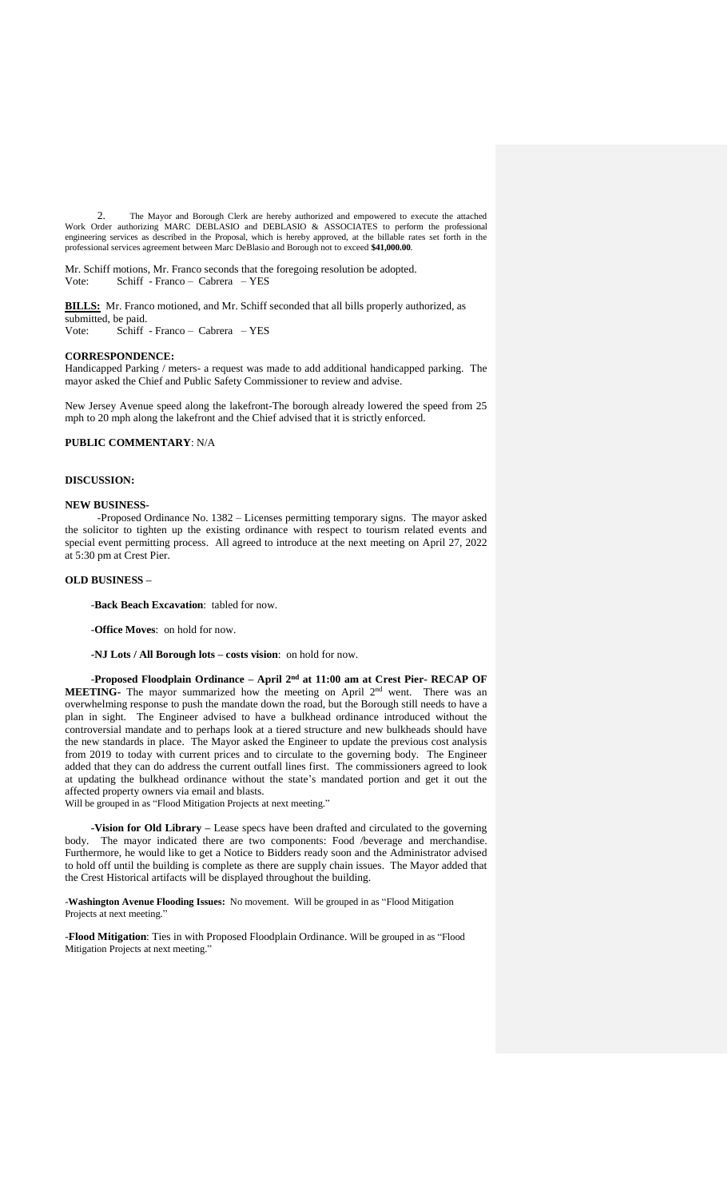2. The Mayor and Borough Clerk are hereby authorized and empowered to execute the attached Work Order authorizing MARC DEBLASIO and DEBLASIO & ASSOCIATES to perform the professional engineering services as described in the Proposal, which is hereby approved, at the billable rates set forth in the professional services agreement between Marc DeBlasio and Borough not to exceed **$41,000.00**.

Mr. Schiff motions, Mr. Franco seconds that the foregoing resolution be adopted.
Vote: Schiff - Franco – Cabrera – YES

**BILLS:** Mr. Franco motioned, and Mr. Schiff seconded that all bills properly authorized, as submitted, be paid.
Vote: Schiff - Franco – Cabrera – YES

**CORRESPONDENCE:**

Handicapped Parking / meters- a request was made to add additional handicapped parking. The mayor asked the Chief and Public Safety Commissioner to review and advise.

New Jersey Avenue speed along the lakefront-The borough already lowered the speed from 25 mph to 20 mph along the lakefront and the Chief advised that it is strictly enforced.

**PUBLIC COMMENTARY**: N/A

**DISCUSSION:**

**NEW BUSINESS-**

-Proposed Ordinance No. 1382 – Licenses permitting temporary signs. The mayor asked the solicitor to tighten up the existing ordinance with respect to tourism related events and special event permitting process. All agreed to introduce at the next meeting on April 27, 2022 at 5:30 pm at Crest Pier.

**OLD BUSINESS –**

-**Back Beach Excavation**: tabled for now.

-**Office Moves**: on hold for now.

-**NJ Lots / All Borough lots – costs vision**: on hold for now.

-**Proposed Floodplain Ordinance – April 2nd at 11:00 am at Crest Pier- RECAP OF MEETING-** The mayor summarized how the meeting on April 2nd went. There was an overwhelming response to push the mandate down the road, but the Borough still needs to have a plan in sight. The Engineer advised to have a bulkhead ordinance introduced without the controversial mandate and to perhaps look at a tiered structure and new bulkheads should have the new standards in place. The Mayor asked the Engineer to update the previous cost analysis from 2019 to today with current prices and to circulate to the governing body. The Engineer added that they can do address the current outfall lines first. The commissioners agreed to look at updating the bulkhead ordinance without the state's mandated portion and get it out the affected property owners via email and blasts.
Will be grouped in as "Flood Mitigation Projects at next meeting."

**-Vision for Old Library –** Lease specs have been drafted and circulated to the governing body. The mayor indicated there are two components: Food /beverage and merchandise. Furthermore, he would like to get a Notice to Bidders ready soon and the Administrator advised to hold off until the building is complete as there are supply chain issues. The Mayor added that the Crest Historical artifacts will be displayed throughout the building.

-**Washington Avenue Flooding Issues:** No movement. Will be grouped in as "Flood Mitigation Projects at next meeting."

-**Flood Mitigation**: Ties in with Proposed Floodplain Ordinance. Will be grouped in as "Flood Mitigation Projects at next meeting."

**Formatted:** Font: Bold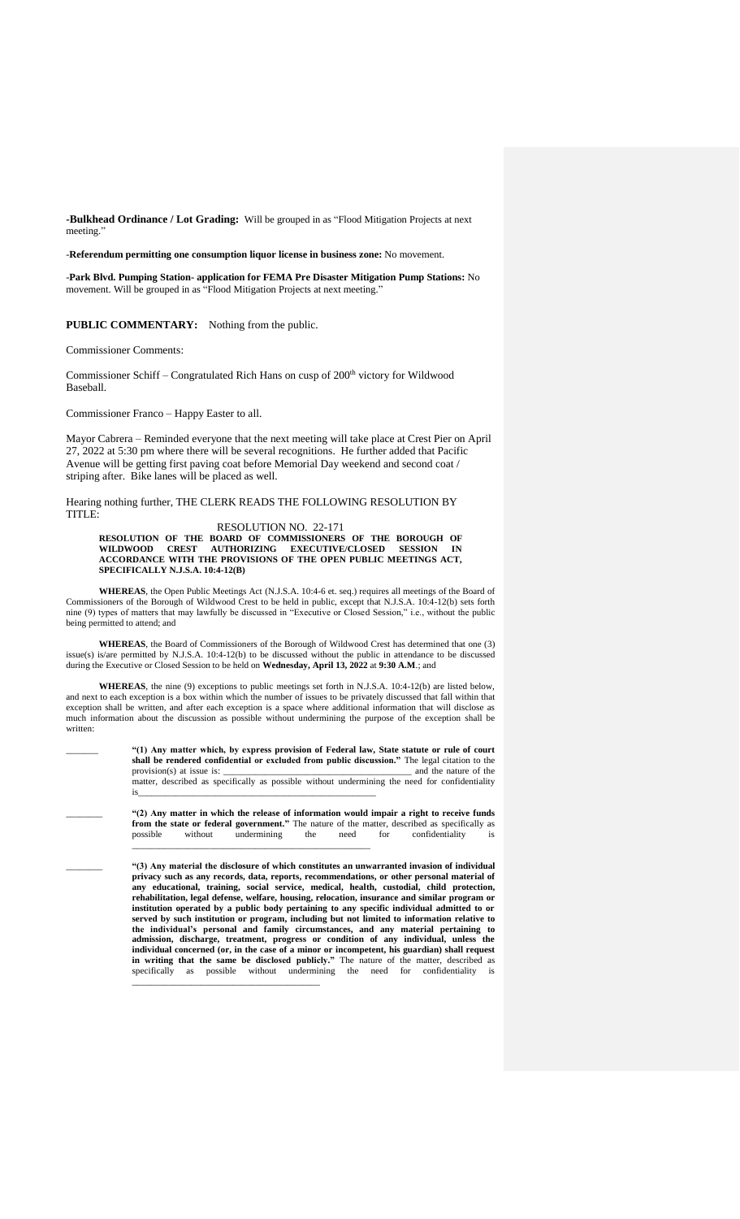**-Bulkhead Ordinance / Lot Grading:** Will be grouped in as "Flood Mitigation Projects at next meeting."

-**Referendum permitting one consumption liquor license in business zone:** No movement.

-**Park Blvd. Pumping Station- application for FEMA Pre Disaster Mitigation Pump Stations:** No movement. Will be grouped in as "Flood Mitigation Projects at next meeting."

**PUBLIC COMMENTARY:** Nothing from the public.

Commissioner Comments:

Commissioner Schiff – Congratulated Rich Hans on cusp of 200th victory for Wildwood Baseball.

Commissioner Franco – Happy Easter to all.

Mayor Cabrera – Reminded everyone that the next meeting will take place at Crest Pier on April 27, 2022 at 5:30 pm where there will be several recognitions. He further added that Pacific Avenue will be getting first paving coat before Memorial Day weekend and second coat / striping after. Bike lanes will be placed as well.

Hearing nothing further, THE CLERK READS THE FOLLOWING RESOLUTION BY TITLE:

RESOLUTION NO. 22-171

**RESOLUTION OF THE BOARD OF COMMISSIONERS OF THE BOROUGH OF WILDWOOD CREST AUTHORIZING EXECUTIVE/CLOSED SESSION IN ACCORDANCE WITH THE PROVISIONS OF THE OPEN PUBLIC MEETINGS ACT, SPECIFICALLY N.J.S.A. 10:4-12(B)**

**WHEREAS**, the Open Public Meetings Act (N.J.S.A. 10:4-6 et. seq.) requires all meetings of the Board of Commissioners of the Borough of Wildwood Crest to be held in public, except that N.J.S.A. 10:4-12(b) sets forth nine (9) types of matters that may lawfully be discussed in "Executive or Closed Session," i.e., without the public being permitted to attend; and

**WHEREAS**, the Board of Commissioners of the Borough of Wildwood Crest has determined that one (3) issue(s) is/are permitted by N.J.S.A. 10:4-12(b) to be discussed without the public in attendance to be discussed during the Executive or Closed Session to be held on **Wednesday, April 13, 2022** at **9:30 A.M**.; and

**WHEREAS**, the nine (9) exceptions to public meetings set forth in N.J.S.A. 10:4-12(b) are listed below, and next to each exception is a box within which the number of issues to be privately discussed that fall within that exception shall be written, and after each exception is a space where additional information that will disclose as much information about the discussion as possible without undermining the purpose of the exception shall be written:

_______ **"(1) Any matter which, by express provision of Federal law, State statute or rule of court shall be rendered confidential or excluded from public discussion."** The legal citation to the provision(s) at issue is: ________________________________________ and the nature of the matter, described as specifically as possible without undermining the need for confidentiality is______________________________________________________

_______ **"(2) Any matter in which the release of information would impair a right to receive funds from the state or federal government."** The nature of the matter, described as specifically as possible without undermining the need for confidentiality is ______________________________________________________

_______ **"(3) Any material the disclosure of which constitutes an unwarranted invasion of individual privacy such as any records, data, reports, recommendations, or other personal material of any educational, training, social service, medical, health, custodial, child protection, rehabilitation, legal defense, welfare, housing, relocation, insurance and similar program or institution operated by a public body pertaining to any specific individual admitted to or served by such institution or program, including but not limited to information relative to the individual's personal and family circumstances, and any material pertaining to admission, discharge, treatment, progress or condition of any individual, unless the individual concerned (or, in the case of a minor or incompetent, his guardian) shall request in writing that the same be disclosed publicly."** The nature of the matter, described as specifically as possible without undermining the need for confidentiality is ________________________________________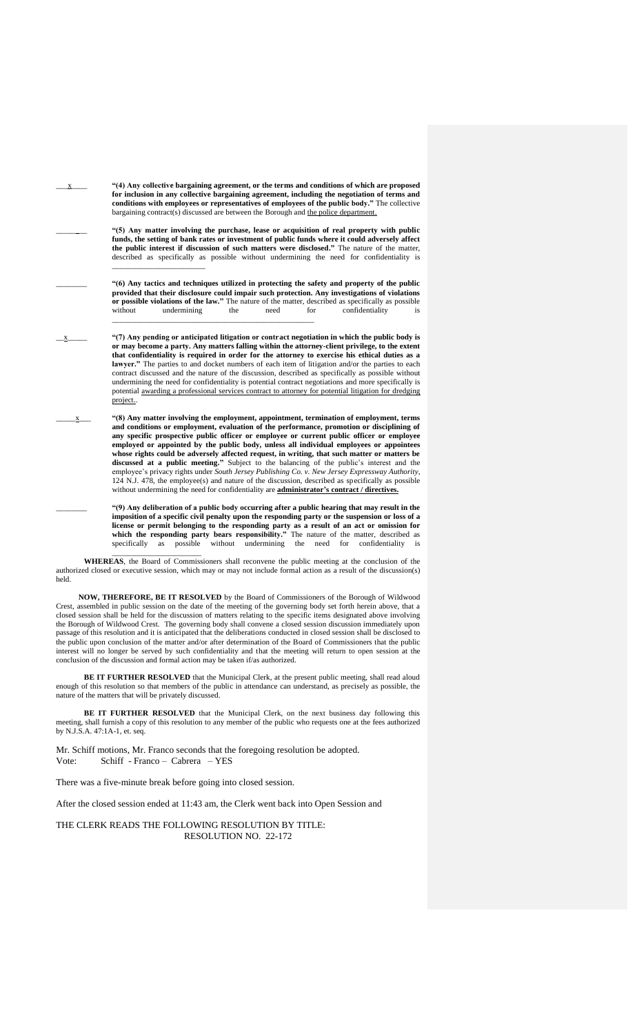\_\_x\_\_ **"(4) Any collective bargaining agreement, or the terms and conditions of which are proposed for inclusion in any collective bargaining agreement, including the negotiation of terms and conditions with employees or representatives of employees of the public body."** The collective bargaining contract(s) discussed are between the Borough and the police department.

\_\_\_\_\_ **"(5) Any matter involving the purchase, lease or acquisition of real property with public funds, the setting of bank rates or investment of public funds where it could adversely affect the public interest if discussion of such matters were disclosed."** The nature of the matter, described as specifically as possible without undermining the need for confidentiality is \_\_\_\_\_\_\_\_\_\_\_\_\_\_\_\_\_\_\_\_\_\_\_\_

\_\_\_\_\_ **"(6) Any tactics and techniques utilized in protecting the safety and property of the public provided that their disclosure could impair such protection. Any investigations of violations or possible violations of the law."** The nature of the matter, described as specifically as possible without undermining the need for confidentiality is \_\_\_\_\_\_\_\_\_\_\_\_\_\_\_\_\_\_\_\_\_\_\_\_\_\_\_\_\_\_\_\_\_\_\_\_\_\_\_\_\_\_\_\_\_\_\_\_\_\_

\_\_x\_\_ **"(7) Any pending or anticipated litigation or contract negotiation in which the public body is or may become a party. Any matters falling within the attorney-client privilege, to the extent that confidentiality is required in order for the attorney to exercise his ethical duties as a lawyer."** The parties to and docket numbers of each item of litigation and/or the parties to each contract discussed and the nature of the discussion, described as specifically as possible without undermining the need for confidentiality is potential contract negotiations and more specifically is potential awarding a professional services contract to attorney for potential litigation for dredging project..

\_\_x\_\_ **"(8) Any matter involving the employment, appointment, termination of employment, terms and conditions or employment, evaluation of the performance, promotion or disciplining of any specific prospective public officer or employee or current public officer or employee employed or appointed by the public body, unless all individual employees or appointees whose rights could be adversely affected request, in writing, that such matter or matters be discussed at a public meeting."** Subject to the balancing of the public's interest and the employee's privacy rights under *South Jersey Publishing Co. v. New Jersey Expressway Authority*, 124 N.J. 478, the employee(s) and nature of the discussion, described as specifically as possible without undermining the need for confidentiality are **administrator's contract / directives.**

\_\_\_\_\_ **"(9) Any deliberation of a public body occurring after a public hearing that may result in the imposition of a specific civil penalty upon the responding party or the suspension or loss of a license or permit belonging to the responding party as a result of an act or omission for which the responding party bears responsibility."** The nature of the matter, described as specifically as possible without undermining the need for confidentiality is \_\_\_\_\_\_\_\_\_\_\_\_\_\_\_\_\_\_\_\_\_\_\_\_

**WHEREAS**, the Board of Commissioners shall reconvene the public meeting at the conclusion of the authorized closed or executive session, which may or may not include formal action as a result of the discussion(s) held.

**NOW, THEREFORE, BE IT RESOLVED** by the Board of Commissioners of the Borough of Wildwood Crest, assembled in public session on the date of the meeting of the governing body set forth herein above, that a closed session shall be held for the discussion of matters relating to the specific items designated above involving the Borough of Wildwood Crest. The governing body shall convene a closed session discussion immediately upon passage of this resolution and it is anticipated that the deliberations conducted in closed session shall be disclosed to the public upon conclusion of the matter and/or after determination of the Board of Commissioners that the public interest will no longer be served by such confidentiality and that the meeting will return to open session at the conclusion of the discussion and formal action may be taken if/as authorized.

**BE IT FURTHER RESOLVED** that the Municipal Clerk, at the present public meeting, shall read aloud enough of this resolution so that members of the public in attendance can understand, as precisely as possible, the nature of the matters that will be privately discussed.

**BE IT FURTHER RESOLVED** that the Municipal Clerk, on the next business day following this meeting, shall furnish a copy of this resolution to any member of the public who requests one at the fees authorized by N.J.S.A. 47:1A-1, et. seq.

Mr. Schiff motions, Mr. Franco seconds that the foregoing resolution be adopted.
Vote: Schiff - Franco – Cabrera – YES

There was a five-minute break before going into closed session.

After the closed session ended at 11:43 am, the Clerk went back into Open Session and

THE CLERK READS THE FOLLOWING RESOLUTION BY TITLE:
RESOLUTION NO. 22-172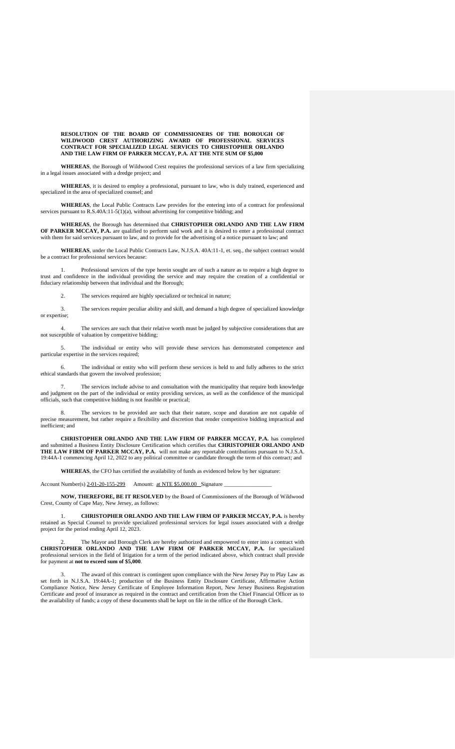**RESOLUTION OF THE BOARD OF COMMISSIONERS OF THE BOROUGH OF WILDWOOD CREST AUTHORIZING AWARD OF PROFESSIONAL SERVICES CONTRACT FOR SPECIALIZED LEGAL SERVICES TO CHRISTOPHER ORLANDO AND THE LAW FIRM OF PARKER MCCAY, P.A. AT THE NTE SUM OF $5,000**

**WHEREAS**, the Borough of Wildwood Crest requires the professional services of a law firm specializing in a legal issues associated with a dredge project; and

**WHEREAS**, it is desired to employ a professional, pursuant to law, who is duly trained, experienced and specialized in the area of specialized counsel; and

**WHEREAS**, the Local Public Contracts Law provides for the entering into of a contract for professional services pursuant to R.S.40A:11-5(1)(a), without advertising for competitive bidding; and

**WHEREAS**, the Borough has determined that **CHRISTOPHER ORLANDO AND THE LAW FIRM OF PARKER MCCAY, P.A.** are qualified to perform said work and it is desired to enter a professional contract with them for said services pursuant to law, and to provide for the advertising of a notice pursuant to law; and

**WHEREAS**, under the Local Public Contracts Law, N.J.S.A. 40A:11-1, et. seq., the subject contract would be a contract for professional services because:

1. Professional services of the type herein sought are of such a nature as to require a high degree to trust and confidence in the individual providing the service and may require the creation of a confidential or fiduciary relationship between that individual and the Borough;

2. The services required are highly specialized or technical in nature;

3. The services require peculiar ability and skill, and demand a high degree of specialized knowledge or expertise;

4. The services are such that their relative worth must be judged by subjective considerations that are not susceptible of valuation by competitive bidding;

5. The individual or entity who will provide these services has demonstrated competence and particular expertise in the services required;

6. The individual or entity who will perform these services is held to and fully adheres to the strict ethical standards that govern the involved profession;

7. The services include advise to and consultation with the municipality that require both knowledge and judgment on the part of the individual or entity providing services, as well as the confidence of the municipal officials, such that competitive bidding is not feasible or practical;

8. The services to be provided are such that their nature, scope and duration are not capable of precise measurement, but rather require a flexibility and discretion that render competitive bidding impractical and inefficient; and

**CHRISTOPHER ORLANDO AND THE LAW FIRM OF PARKER MCCAY, P.A.** has completed and submitted a Business Entity Disclosure Certification which certifies that **CHRISTOPHER ORLANDO AND THE LAW FIRM OF PARKER MCCAY, P.A.** will not make any reportable contributions pursuant to N.J.S.A. 19:44A-1 commencing April 12, 2022 to any political committee or candidate through the term of this contract; and

**WHEREAS**, the CFO has certified the availability of funds as evidenced below by her signature:

Account Number(s) 2-01-20-155-299 Amount: at NTE $5,000.00 Signature ________________

**NOW, THEREFORE, BE IT RESOLVED** by the Board of Commissioners of the Borough of Wildwood Crest, County of Cape May, New Jersey, as follows:

1. **CHRISTOPHER ORLANDO AND THE LAW FIRM OF PARKER MCCAY, P.A.** is hereby retained as Special Counsel to provide specialized professional services for legal issues associated with a dredge project for the period ending April 12, 2023.

2. The Mayor and Borough Clerk are hereby authorized and empowered to enter into a contract with **CHRISTOPHER ORLANDO AND THE LAW FIRM OF PARKER MCCAY, P.A.** for specialized professional services in the field of litigation for a term of the period indicated above, which contract shall provide for payment at **not to exceed sum of $5,000**.

3. The award of this contract is contingent upon compliance with the New Jersey Pay to Play Law as set forth in N.J.S.A. 19:44A-1; production of the Business Entity Disclosure Certificate, Affirmative Action Compliance Notice, New Jersey Certificate of Employee Information Report, New Jersey Business Registration Certificate and proof of insurance as required in the contract and certification from the Chief Financial Officer as to the availability of funds; a copy of these documents shall be kept on file in the office of the Borough Clerk.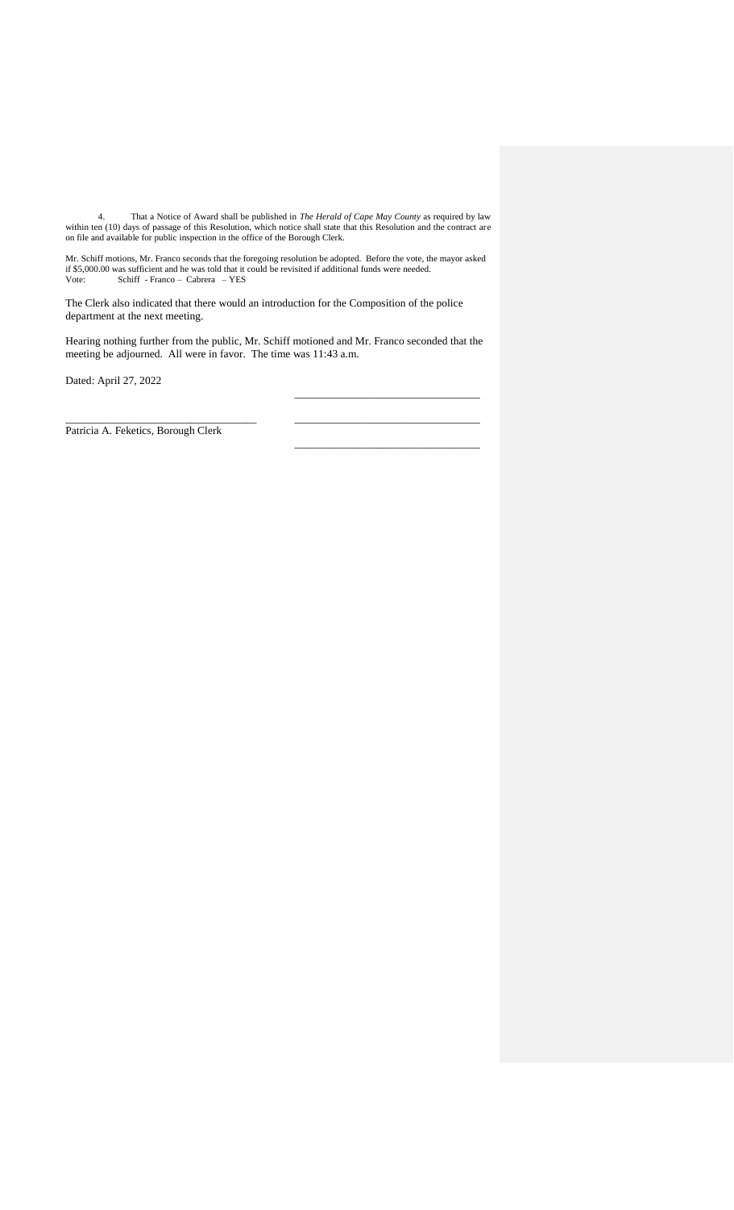4. That a Notice of Award shall be published in *The Herald of Cape May County* as required by law within ten (10) days of passage of this Resolution, which notice shall state that this Resolution and the contract are on file and available for public inspection in the office of the Borough Clerk.

Mr. Schiff motions, Mr. Franco seconds that the foregoing resolution be adopted. Before the vote, the mayor asked if $5,000.00 was sufficient and he was told that it could be revisited if additional funds were needed.
Vote: Schiff - Franco – Cabrera – YES

The Clerk also indicated that there would an introduction for the Composition of the police department at the next meeting.

Hearing nothing further from the public, Mr. Schiff motioned and Mr. Franco seconded that the meeting be adjourned. All were in favor. The time was 11:43 a.m.

Dated: April 27, 2022

\_\_\_\_\_\_\_\_\_\_\_\_\_\_\_\_\_\_\_\_\_\_\_\_\_\_\_\_\_\_\_\_\_\_

\_\_\_\_\_\_\_\_\_\_\_\_\_\_\_\_\_\_\_\_\_\_\_\_\_\_\_\_\_\_\_\_\_\_ \_\_\_\_\_\_\_\_\_\_\_\_\_\_\_\_\_\_\_\_\_\_\_\_\_\_\_\_\_\_\_\_\_\_

Patricia A. Feketics, Borough Clerk

\_\_\_\_\_\_\_\_\_\_\_\_\_\_\_\_\_\_\_\_\_\_\_\_\_\_\_\_\_\_\_\_\_\_